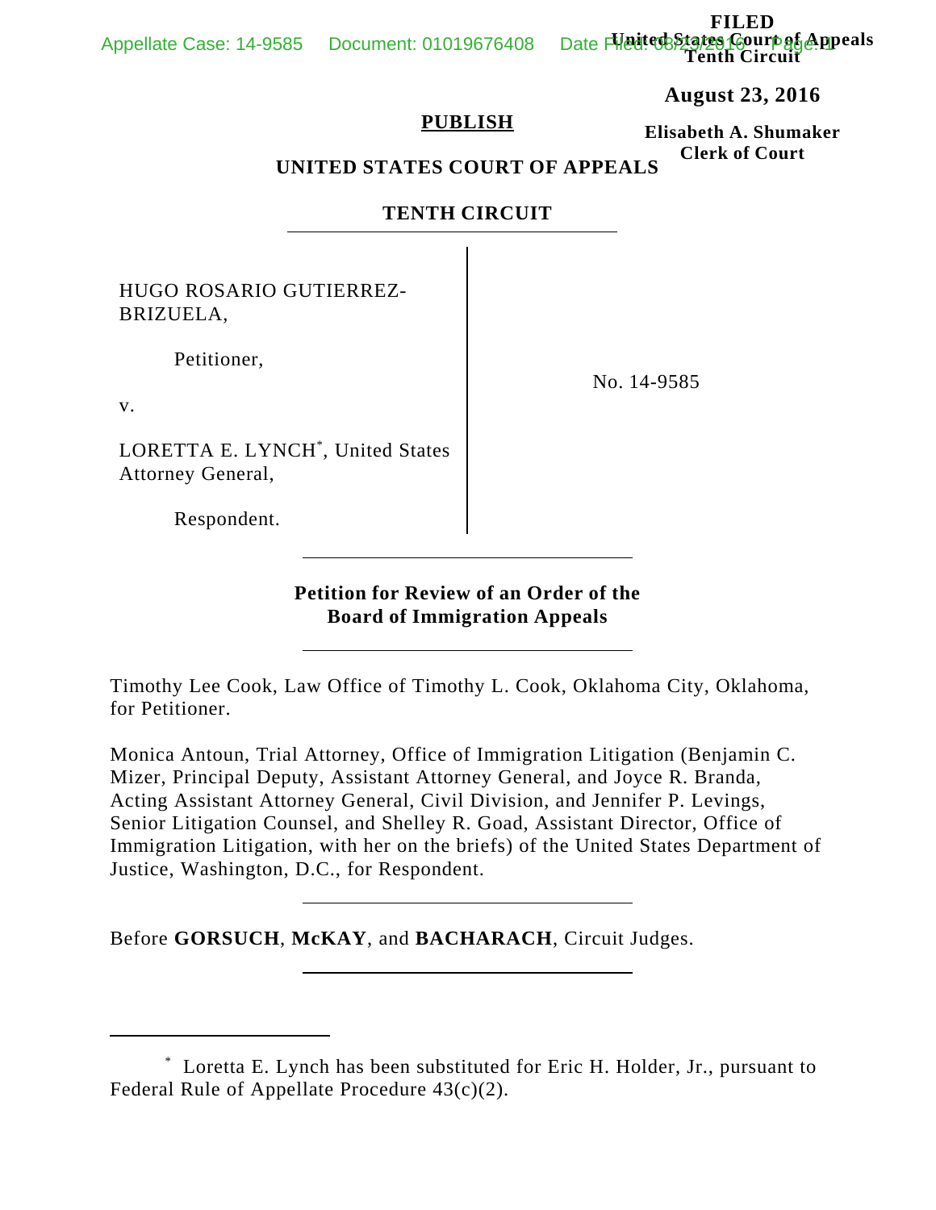FILED
United States Court of Appeals
Tenth Circuit

**August 23, 2016**

**Elisabeth A. Shumaker**
**Clerk of Court**

**PUBLISH**

**UNITED STATES COURT OF APPEALS**

**TENTH CIRCUIT**

HUGO ROSARIO GUTIERREZ-BRIZUELA,

Petitioner,

v.

LORETTA E. LYNCH*, United States Attorney General,

Respondent.

No. 14-9585

**Petition for Review of an Order of the Board of Immigration Appeals**

Timothy Lee Cook, Law Office of Timothy L. Cook, Oklahoma City, Oklahoma, for Petitioner.

Monica Antoun, Trial Attorney, Office of Immigration Litigation (Benjamin C. Mizer, Principal Deputy, Assistant Attorney General, and Joyce R. Branda, Acting Assistant Attorney General, Civil Division, and Jennifer P. Levings, Senior Litigation Counsel, and Shelley R. Goad, Assistant Director, Office of Immigration Litigation, with her on the briefs) of the United States Department of Justice, Washington, D.C., for Respondent.

Before **GORSUCH**, **McKAY**, and **BACHARACH**, Circuit Judges.

---

\* Loretta E. Lynch has been substituted for Eric H. Holder, Jr., pursuant to Federal Rule of Appellate Procedure 43(c)(2).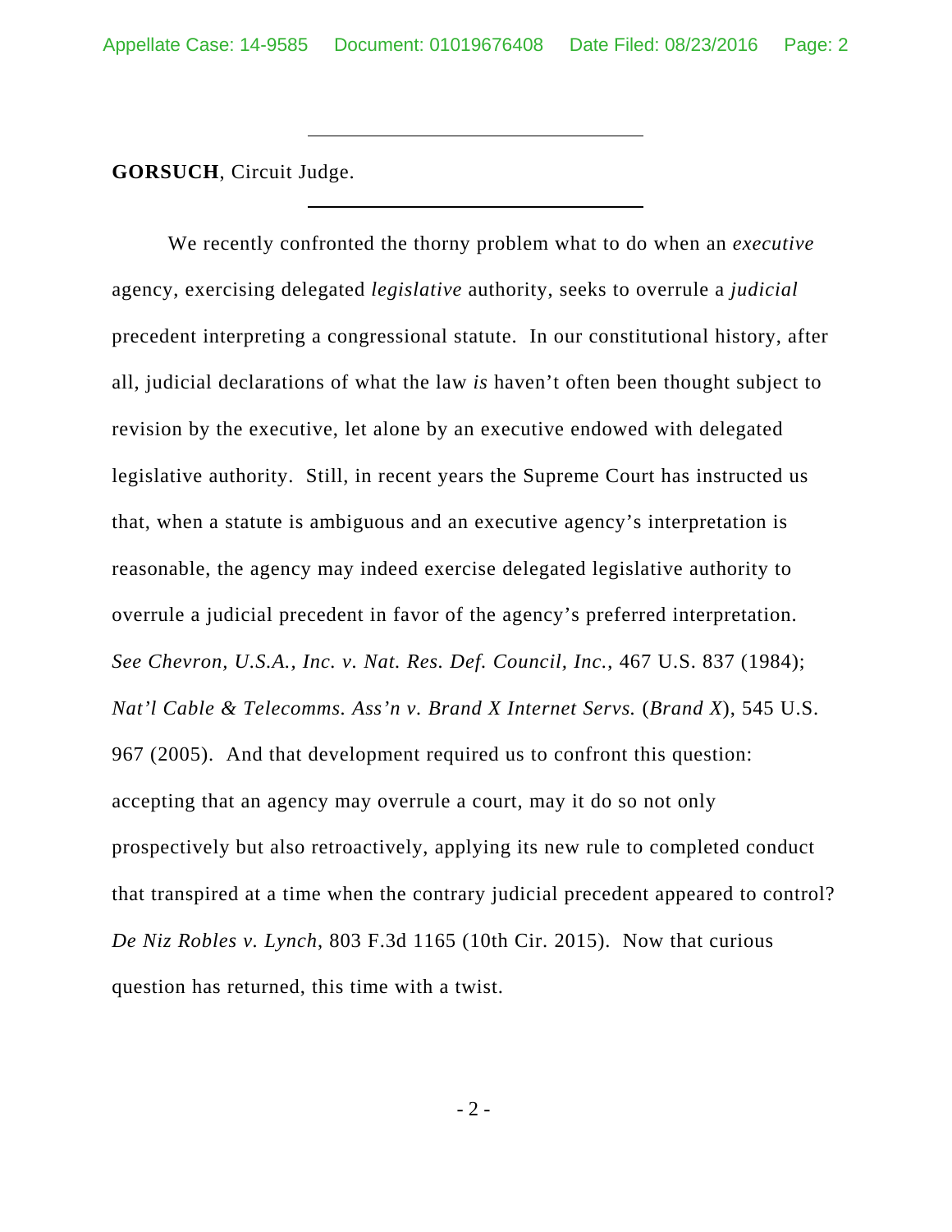**GORSUCH**, Circuit Judge.

We recently confronted the thorny problem what to do when an *executive* agency, exercising delegated *legislative* authority, seeks to overrule a *judicial* precedent interpreting a congressional statute. In our constitutional history, after all, judicial declarations of what the law *is* haven't often been thought subject to revision by the executive, let alone by an executive endowed with delegated legislative authority. Still, in recent years the Supreme Court has instructed us that, when a statute is ambiguous and an executive agency's interpretation is reasonable, the agency may indeed exercise delegated legislative authority to overrule a judicial precedent in favor of the agency's preferred interpretation. *See Chevron, U.S.A., Inc. v. Nat. Res. Def. Council, Inc.*, 467 U.S. 837 (1984); *Nat'l Cable & Telecomms. Ass'n v. Brand X Internet Servs.* (*Brand X*), 545 U.S. 967 (2005). And that development required us to confront this question: accepting that an agency may overrule a court, may it do so not only prospectively but also retroactively, applying its new rule to completed conduct that transpired at a time when the contrary judicial precedent appeared to control? *De Niz Robles v. Lynch*, 803 F.3d 1165 (10th Cir. 2015). Now that curious question has returned, this time with a twist.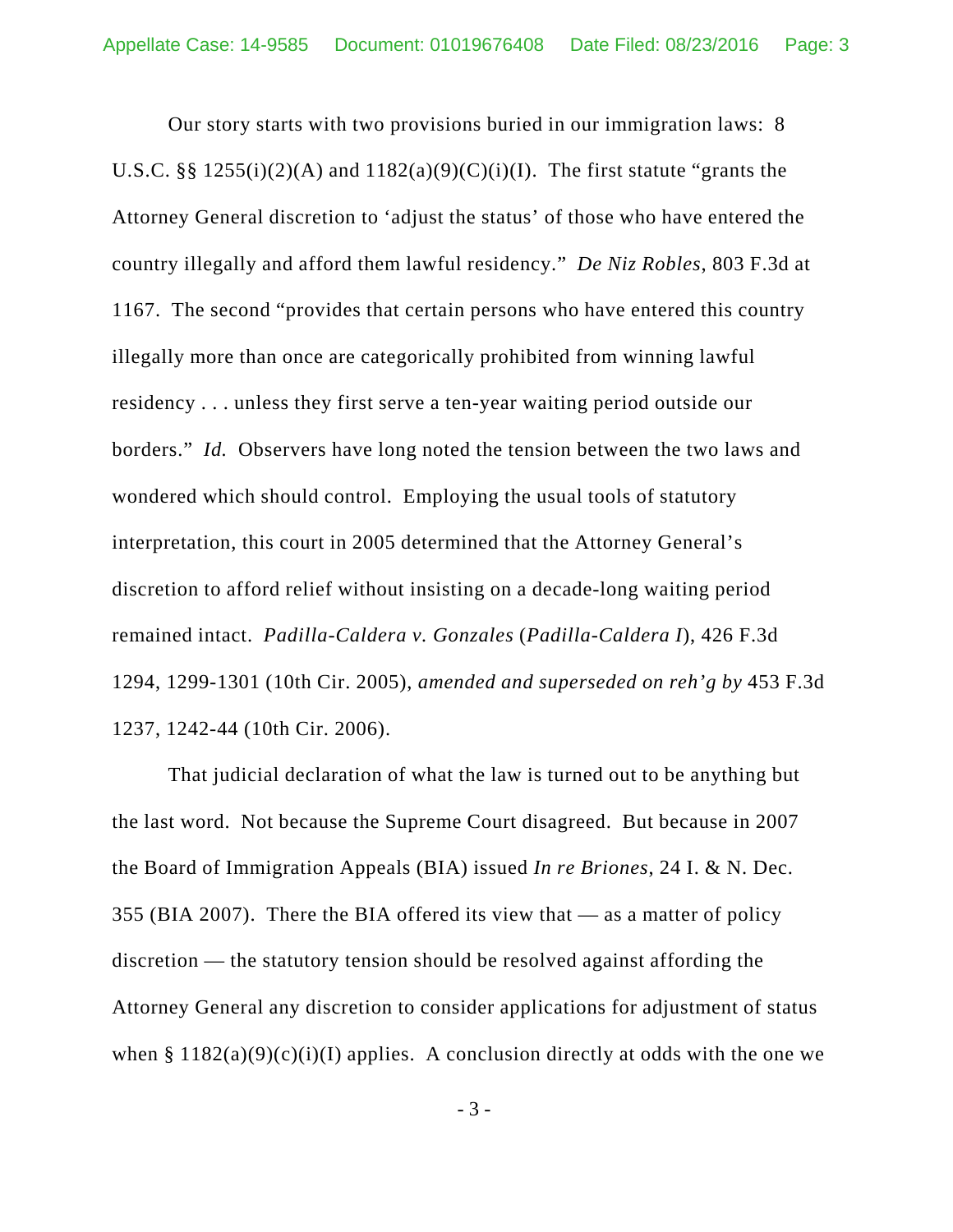Our story starts with two provisions buried in our immigration laws: 8 U.S.C. §§ 1255(i)(2)(A) and 1182(a)(9)(C)(i)(I). The first statute "grants the Attorney General discretion to 'adjust the status' of those who have entered the country illegally and afford them lawful residency." *De Niz Robles*, 803 F.3d at 1167. The second "provides that certain persons who have entered this country illegally more than once are categorically prohibited from winning lawful residency . . . unless they first serve a ten-year waiting period outside our borders." *Id.* Observers have long noted the tension between the two laws and wondered which should control. Employing the usual tools of statutory interpretation, this court in 2005 determined that the Attorney General's discretion to afford relief without insisting on a decade-long waiting period remained intact. *Padilla-Caldera v. Gonzales* (*Padilla-Caldera I*), 426 F.3d 1294, 1299-1301 (10th Cir. 2005), *amended and superseded on reh'g by* 453 F.3d 1237, 1242-44 (10th Cir. 2006).

That judicial declaration of what the law is turned out to be anything but the last word. Not because the Supreme Court disagreed. But because in 2007 the Board of Immigration Appeals (BIA) issued *In re Briones*, 24 I. & N. Dec. 355 (BIA 2007). There the BIA offered its view that — as a matter of policy discretion — the statutory tension should be resolved against affording the Attorney General any discretion to consider applications for adjustment of status when § 1182(a)(9)(c)(i)(I) applies. A conclusion directly at odds with the one we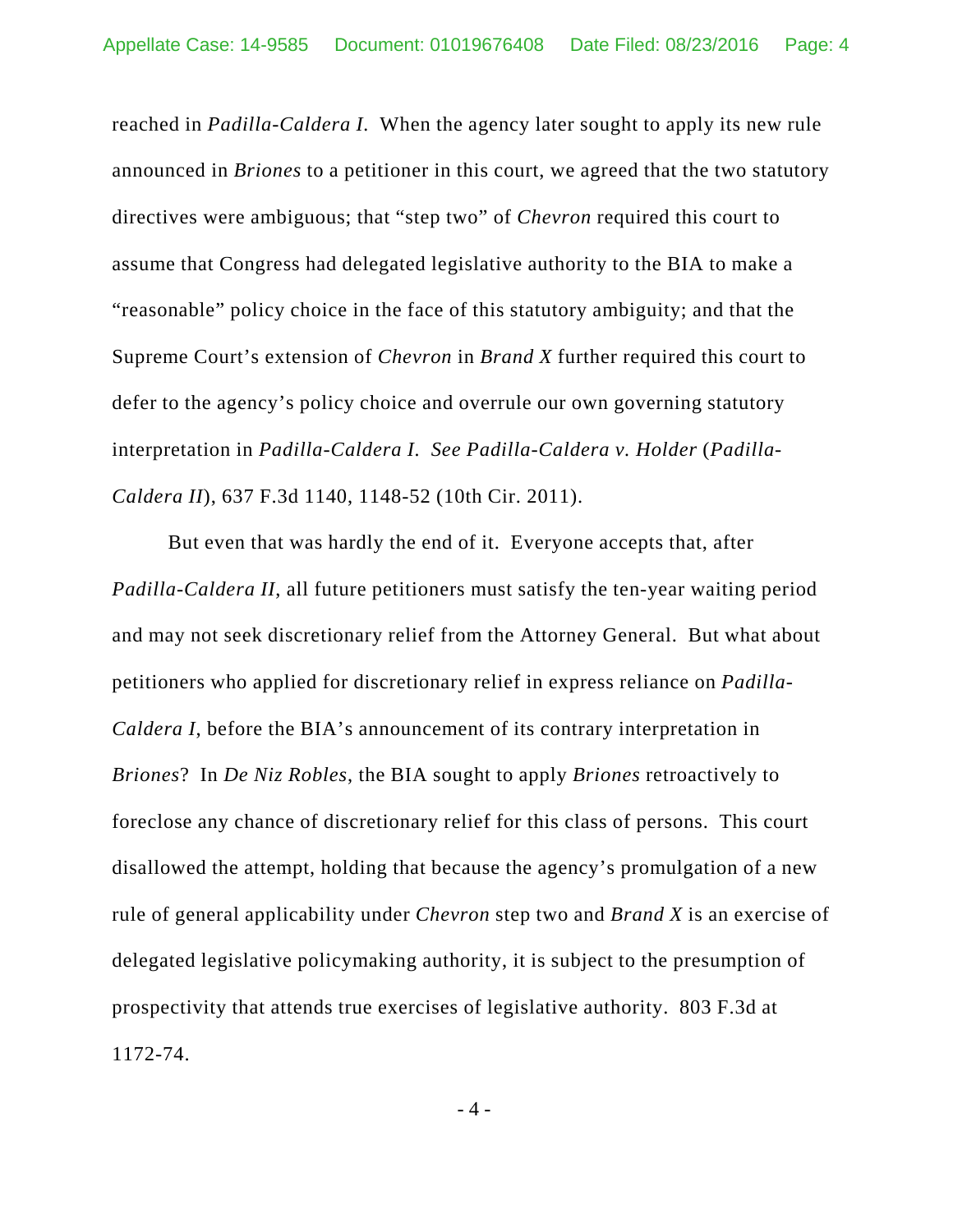reached in *Padilla-Caldera I*. When the agency later sought to apply its new rule announced in *Briones* to a petitioner in this court, we agreed that the two statutory directives were ambiguous; that "step two" of *Chevron* required this court to assume that Congress had delegated legislative authority to the BIA to make a "reasonable" policy choice in the face of this statutory ambiguity; and that the Supreme Court's extension of *Chevron* in *Brand X* further required this court to defer to the agency's policy choice and overrule our own governing statutory interpretation in *Padilla-Caldera I*. *See Padilla-Caldera v. Holder* (*Padilla-Caldera II*), 637 F.3d 1140, 1148-52 (10th Cir. 2011).

But even that was hardly the end of it. Everyone accepts that, after *Padilla-Caldera II*, all future petitioners must satisfy the ten-year waiting period and may not seek discretionary relief from the Attorney General. But what about petitioners who applied for discretionary relief in express reliance on *Padilla-Caldera I*, before the BIA's announcement of its contrary interpretation in *Briones*? In *De Niz Robles*, the BIA sought to apply *Briones* retroactively to foreclose any chance of discretionary relief for this class of persons. This court disallowed the attempt, holding that because the agency's promulgation of a new rule of general applicability under *Chevron* step two and *Brand X* is an exercise of delegated legislative policymaking authority, it is subject to the presumption of prospectivity that attends true exercises of legislative authority. 803 F.3d at 1172-74.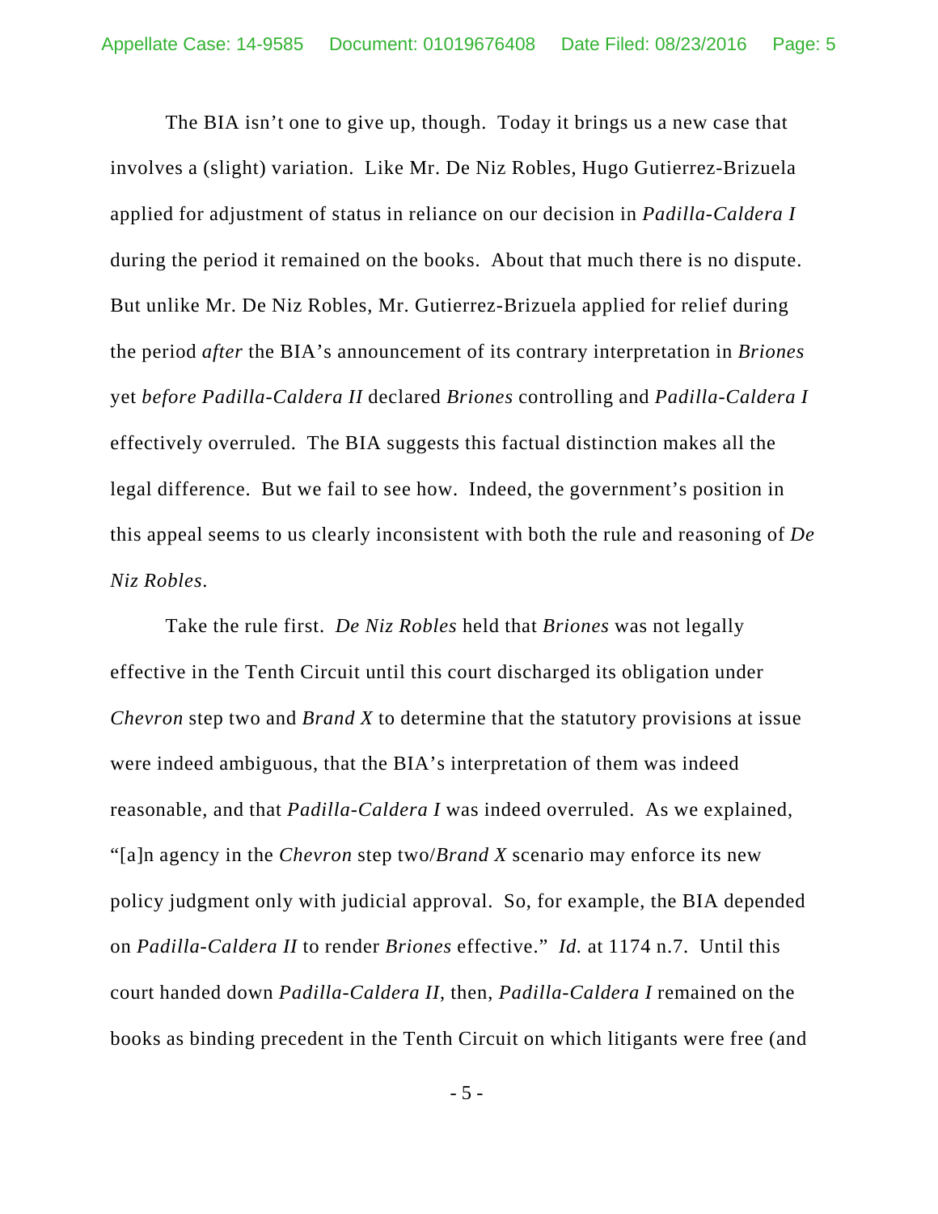The BIA isn't one to give up, though. Today it brings us a new case that involves a (slight) variation. Like Mr. De Niz Robles, Hugo Gutierrez-Brizuela applied for adjustment of status in reliance on our decision in *Padilla-Caldera I* during the period it remained on the books. About that much there is no dispute. But unlike Mr. De Niz Robles, Mr. Gutierrez-Brizuela applied for relief during the period *after* the BIA's announcement of its contrary interpretation in *Briones* yet *before Padilla-Caldera II* declared *Briones* controlling and *Padilla-Caldera I* effectively overruled. The BIA suggests this factual distinction makes all the legal difference. But we fail to see how. Indeed, the government's position in this appeal seems to us clearly inconsistent with both the rule and reasoning of *De Niz Robles*.

Take the rule first. *De Niz Robles* held that *Briones* was not legally effective in the Tenth Circuit until this court discharged its obligation under *Chevron* step two and *Brand X* to determine that the statutory provisions at issue were indeed ambiguous, that the BIA's interpretation of them was indeed reasonable, and that *Padilla-Caldera I* was indeed overruled. As we explained, "[a]n agency in the *Chevron* step two/*Brand X* scenario may enforce its new policy judgment only with judicial approval. So, for example, the BIA depended on *Padilla-Caldera II* to render *Briones* effective." *Id.* at 1174 n.7. Until this court handed down *Padilla-Caldera II*, then, *Padilla-Caldera I* remained on the books as binding precedent in the Tenth Circuit on which litigants were free (and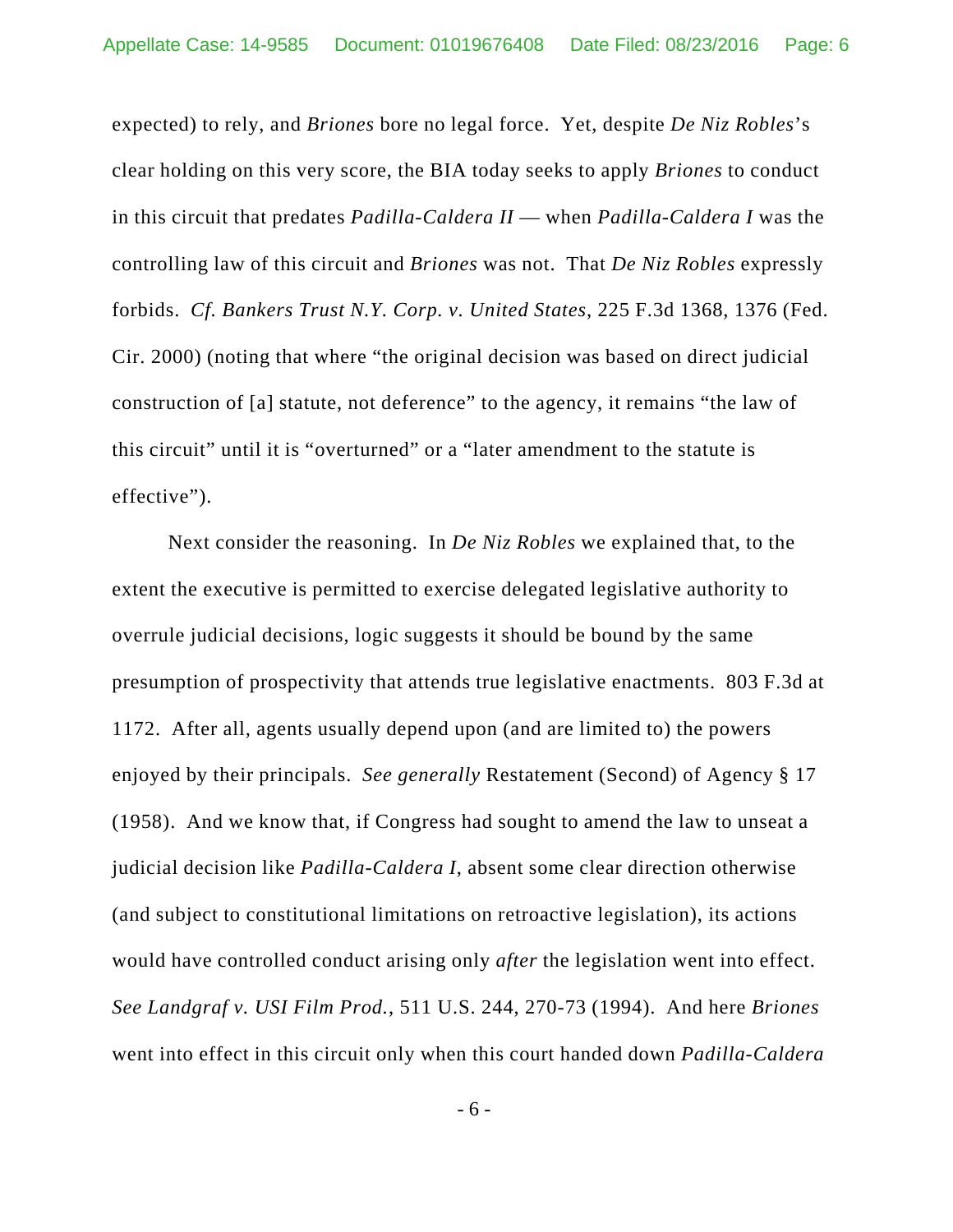expected) to rely, and *Briones* bore no legal force. Yet, despite *De Niz Robles*'s clear holding on this very score, the BIA today seeks to apply *Briones* to conduct in this circuit that predates *Padilla-Caldera II* — when *Padilla-Caldera I* was the controlling law of this circuit and *Briones* was not. That *De Niz Robles* expressly forbids. *Cf. Bankers Trust N.Y. Corp. v. United States*, 225 F.3d 1368, 1376 (Fed. Cir. 2000) (noting that where "the original decision was based on direct judicial construction of [a] statute, not deference" to the agency, it remains "the law of this circuit" until it is "overturned" or a "later amendment to the statute is effective").

Next consider the reasoning. In *De Niz Robles* we explained that, to the extent the executive is permitted to exercise delegated legislative authority to overrule judicial decisions, logic suggests it should be bound by the same presumption of prospectivity that attends true legislative enactments. 803 F.3d at 1172. After all, agents usually depend upon (and are limited to) the powers enjoyed by their principals. *See generally* Restatement (Second) of Agency § 17 (1958). And we know that, if Congress had sought to amend the law to unseat a judicial decision like *Padilla-Caldera I*, absent some clear direction otherwise (and subject to constitutional limitations on retroactive legislation), its actions would have controlled conduct arising only *after* the legislation went into effect. *See Landgraf v. USI Film Prod.*, 511 U.S. 244, 270-73 (1994). And here *Briones* went into effect in this circuit only when this court handed down *Padilla-Caldera*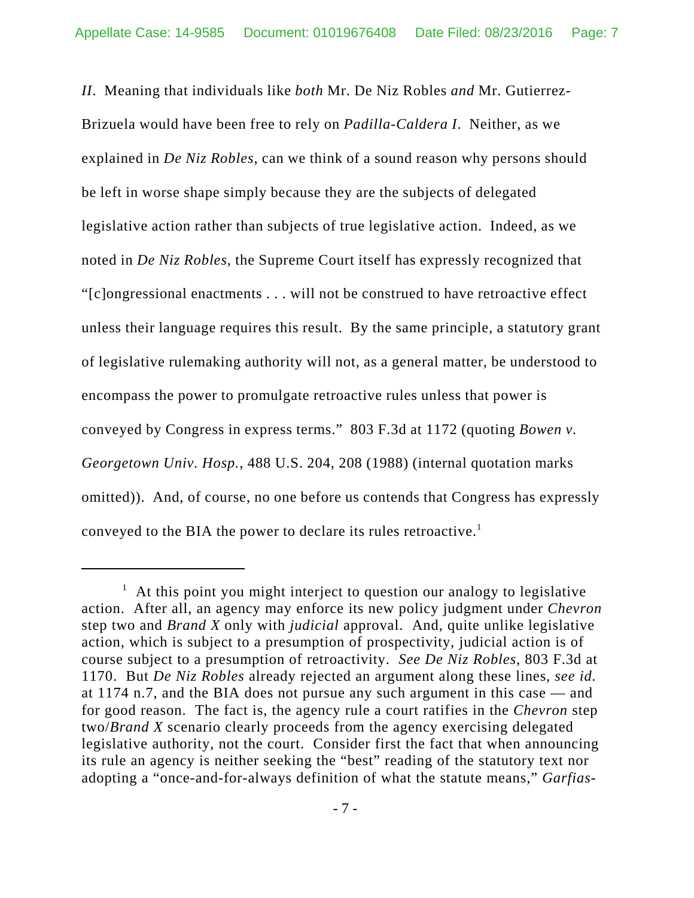*II*. Meaning that individuals like *both* Mr. De Niz Robles *and* Mr. Gutierrez-Brizuela would have been free to rely on *Padilla-Caldera I*. Neither, as we explained in *De Niz Robles*, can we think of a sound reason why persons should be left in worse shape simply because they are the subjects of delegated legislative action rather than subjects of true legislative action. Indeed, as we noted in *De Niz Robles*, the Supreme Court itself has expressly recognized that "[c]ongressional enactments . . . will not be construed to have retroactive effect unless their language requires this result. By the same principle, a statutory grant of legislative rulemaking authority will not, as a general matter, be understood to encompass the power to promulgate retroactive rules unless that power is conveyed by Congress in express terms." 803 F.3d at 1172 (quoting *Bowen v. Georgetown Univ. Hosp.*, 488 U.S. 204, 208 (1988) (internal quotation marks omitted)). And, of course, no one before us contends that Congress has expressly conveyed to the BIA the power to declare its rules retroactive.[1]

---

[1] At this point you might interject to question our analogy to legislative action. After all, an agency may enforce its new policy judgment under *Chevron* step two and *Brand X* only with *judicial* approval. And, quite unlike legislative action, which is subject to a presumption of prospectivity, judicial action is of course subject to a presumption of retroactivity. *See De Niz Robles*, 803 F.3d at 1170. But *De Niz Robles* already rejected an argument along these lines, *see id.* at 1174 n.7, and the BIA does not pursue any such argument in this case — and for good reason. The fact is, the agency rule a court ratifies in the *Chevron* step two/*Brand X* scenario clearly proceeds from the agency exercising delegated legislative authority, not the court. Consider first the fact that when announcing its rule an agency is neither seeking the "best" reading of the statutory text nor adopting a "once-and-for-always definition of what the statute means," *Garfias-*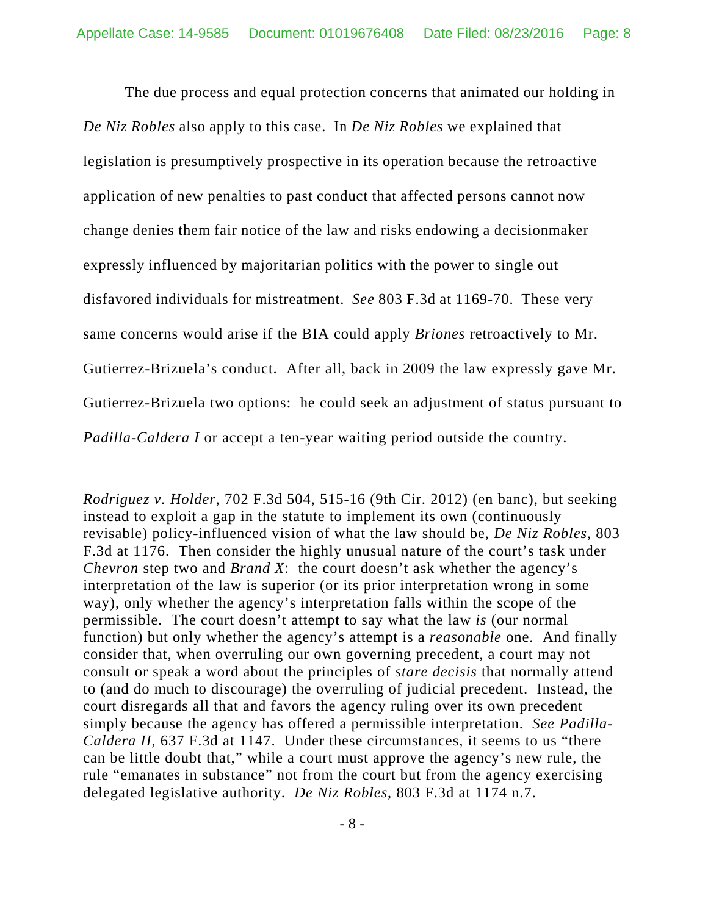The due process and equal protection concerns that animated our holding in *De Niz Robles* also apply to this case. In *De Niz Robles* we explained that legislation is presumptively prospective in its operation because the retroactive application of new penalties to past conduct that affected persons cannot now change denies them fair notice of the law and risks endowing a decisionmaker expressly influenced by majoritarian politics with the power to single out disfavored individuals for mistreatment. *See* 803 F.3d at 1169-70. These very same concerns would arise if the BIA could apply *Briones* retroactively to Mr. Gutierrez-Brizuela's conduct. After all, back in 2009 the law expressly gave Mr. Gutierrez-Brizuela two options: he could seek an adjustment of status pursuant to *Padilla-Caldera I* or accept a ten-year waiting period outside the country.

---

*Rodriguez v. Holder*, 702 F.3d 504, 515-16 (9th Cir. 2012) (en banc), but seeking instead to exploit a gap in the statute to implement its own (continuously revisable) policy-influenced vision of what the law should be, *De Niz Robles*, 803 F.3d at 1176. Then consider the highly unusual nature of the court's task under *Chevron* step two and *Brand X*: the court doesn't ask whether the agency's interpretation of the law is superior (or its prior interpretation wrong in some way), only whether the agency's interpretation falls within the scope of the permissible. The court doesn't attempt to say what the law *is* (our normal function) but only whether the agency's attempt is a *reasonable* one. And finally consider that, when overruling our own governing precedent, a court may not consult or speak a word about the principles of *stare decisis* that normally attend to (and do much to discourage) the overruling of judicial precedent. Instead, the court disregards all that and favors the agency ruling over its own precedent simply because the agency has offered a permissible interpretation. *See Padilla-Caldera II*, 637 F.3d at 1147. Under these circumstances, it seems to us "there can be little doubt that," while a court must approve the agency's new rule, the rule "emanates in substance" not from the court but from the agency exercising delegated legislative authority. *De Niz Robles*, 803 F.3d at 1174 n.7.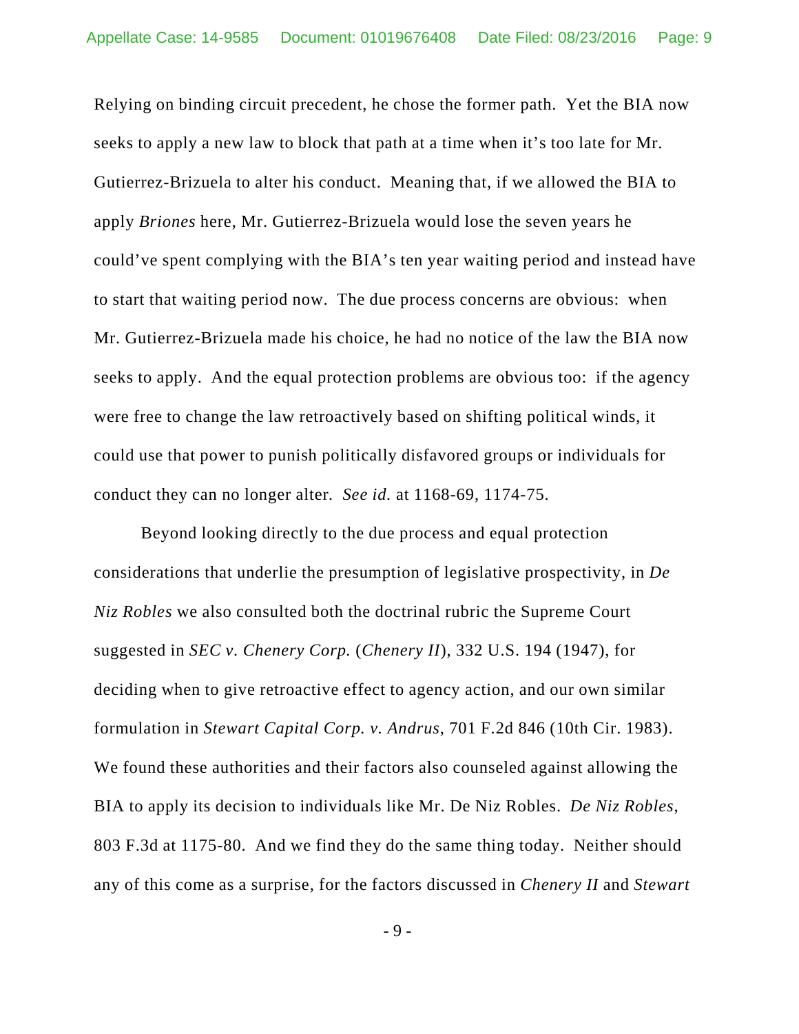Relying on binding circuit precedent, he chose the former path. Yet the BIA now seeks to apply a new law to block that path at a time when it's too late for Mr. Gutierrez-Brizuela to alter his conduct. Meaning that, if we allowed the BIA to apply *Briones* here, Mr. Gutierrez-Brizuela would lose the seven years he could've spent complying with the BIA's ten year waiting period and instead have to start that waiting period now. The due process concerns are obvious: when Mr. Gutierrez-Brizuela made his choice, he had no notice of the law the BIA now seeks to apply. And the equal protection problems are obvious too: if the agency were free to change the law retroactively based on shifting political winds, it could use that power to punish politically disfavored groups or individuals for conduct they can no longer alter. *See id.* at 1168-69, 1174-75.

Beyond looking directly to the due process and equal protection considerations that underlie the presumption of legislative prospectivity, in *De Niz Robles* we also consulted both the doctrinal rubric the Supreme Court suggested in *SEC v. Chenery Corp.* (*Chenery II*), 332 U.S. 194 (1947), for deciding when to give retroactive effect to agency action, and our own similar formulation in *Stewart Capital Corp. v. Andrus*, 701 F.2d 846 (10th Cir. 1983). We found these authorities and their factors also counseled against allowing the BIA to apply its decision to individuals like Mr. De Niz Robles. *De Niz Robles*, 803 F.3d at 1175-80. And we find they do the same thing today. Neither should any of this come as a surprise, for the factors discussed in *Chenery II* and *Stewart*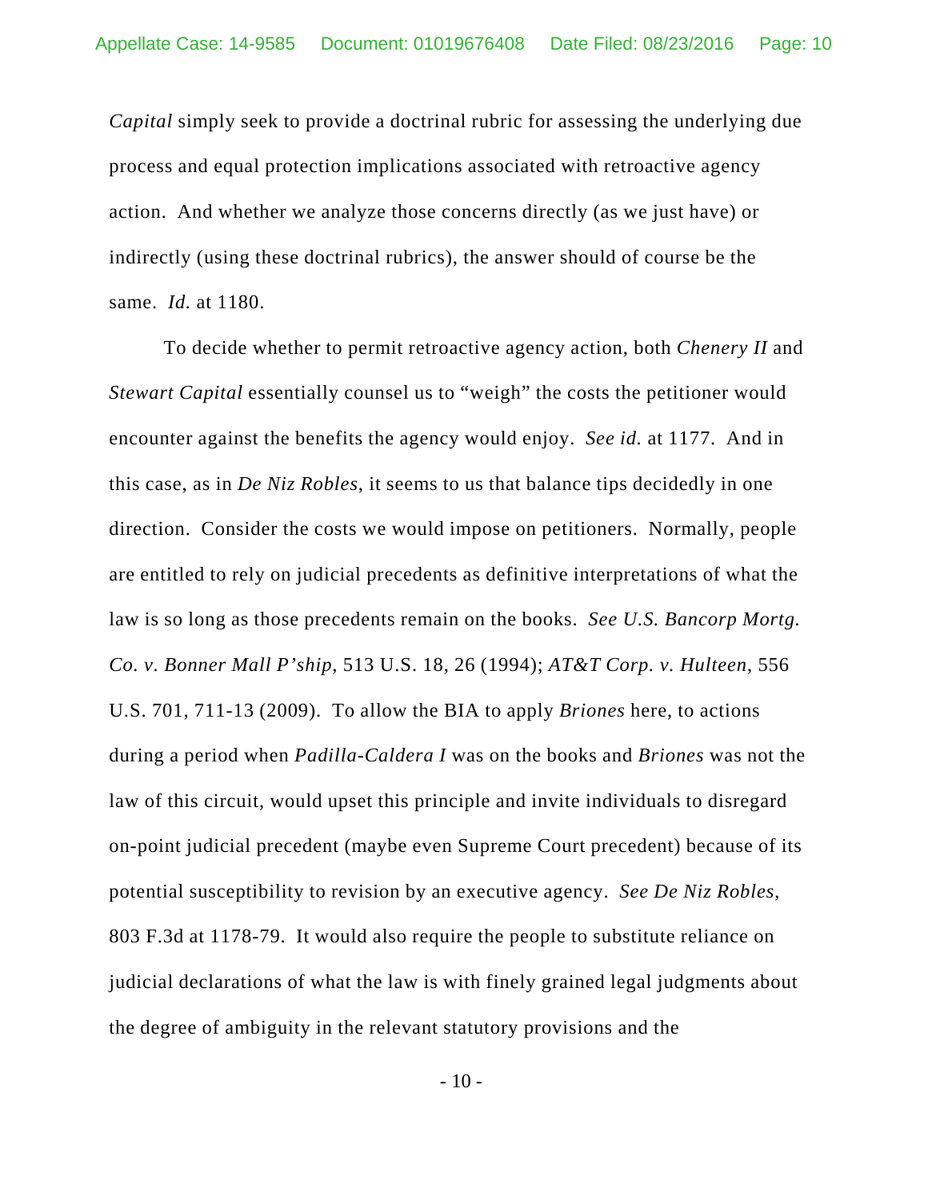*Capital* simply seek to provide a doctrinal rubric for assessing the underlying due process and equal protection implications associated with retroactive agency action. And whether we analyze those concerns directly (as we just have) or indirectly (using these doctrinal rubrics), the answer should of course be the same. *Id.* at 1180.

To decide whether to permit retroactive agency action, both *Chenery II* and *Stewart Capital* essentially counsel us to "weigh" the costs the petitioner would encounter against the benefits the agency would enjoy. *See id.* at 1177. And in this case, as in *De Niz Robles*, it seems to us that balance tips decidedly in one direction. Consider the costs we would impose on petitioners. Normally, people are entitled to rely on judicial precedents as definitive interpretations of what the law is so long as those precedents remain on the books. *See U.S. Bancorp Mortg. Co. v. Bonner Mall P'ship*, 513 U.S. 18, 26 (1994); *AT&T Corp. v. Hulteen*, 556 U.S. 701, 711-13 (2009). To allow the BIA to apply *Briones* here, to actions during a period when *Padilla-Caldera I* was on the books and *Briones* was not the law of this circuit, would upset this principle and invite individuals to disregard on-point judicial precedent (maybe even Supreme Court precedent) because of its potential susceptibility to revision by an executive agency. *See De Niz Robles*, 803 F.3d at 1178-79. It would also require the people to substitute reliance on judicial declarations of what the law is with finely grained legal judgments about the degree of ambiguity in the relevant statutory provisions and the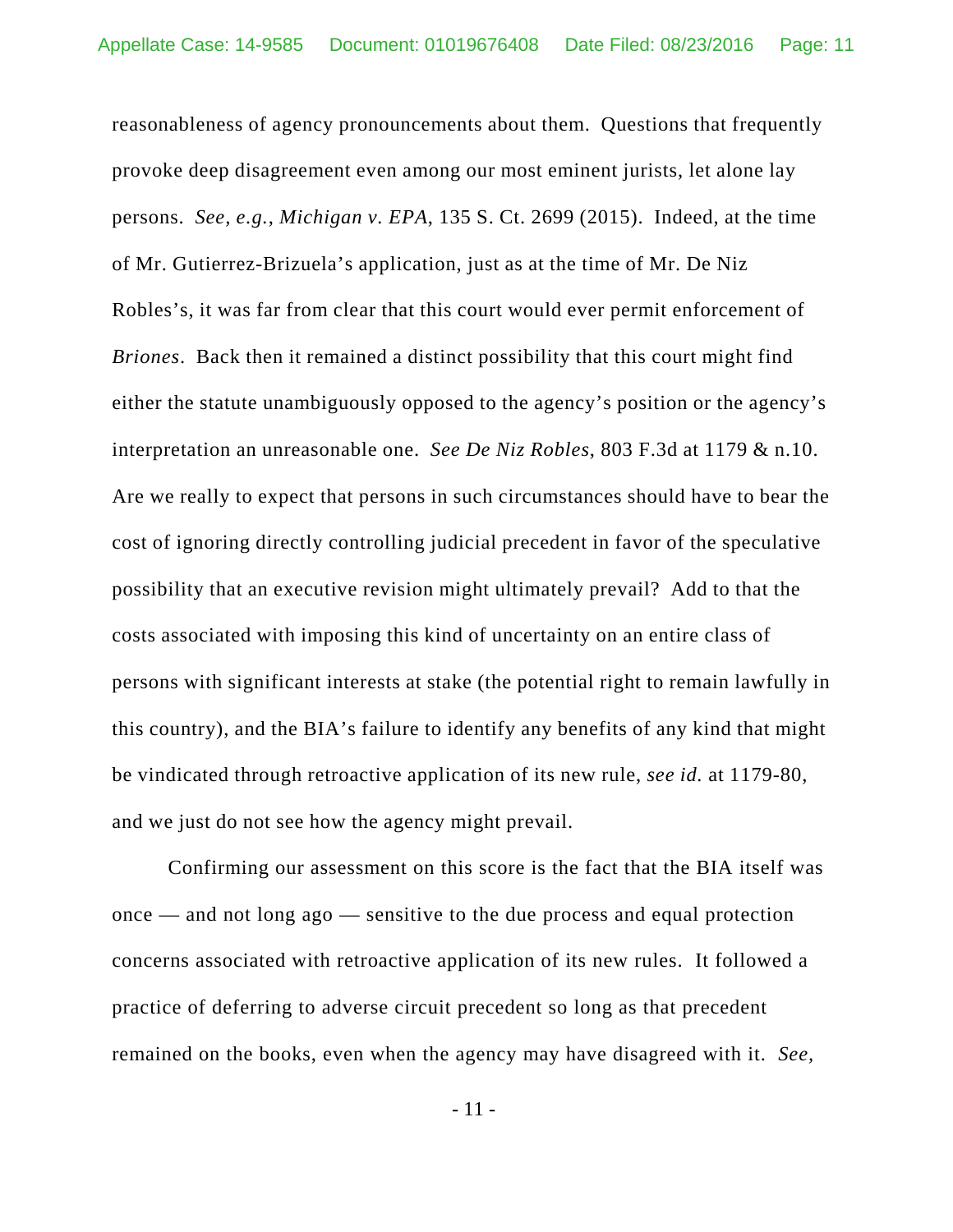reasonableness of agency pronouncements about them. Questions that frequently provoke deep disagreement even among our most eminent jurists, let alone lay persons. *See, e.g.*, *Michigan v. EPA*, 135 S. Ct. 2699 (2015). Indeed, at the time of Mr. Gutierrez-Brizuela's application, just as at the time of Mr. De Niz Robles's, it was far from clear that this court would ever permit enforcement of *Briones*. Back then it remained a distinct possibility that this court might find either the statute unambiguously opposed to the agency's position or the agency's interpretation an unreasonable one. *See De Niz Robles*, 803 F.3d at 1179 & n.10. Are we really to expect that persons in such circumstances should have to bear the cost of ignoring directly controlling judicial precedent in favor of the speculative possibility that an executive revision might ultimately prevail? Add to that the costs associated with imposing this kind of uncertainty on an entire class of persons with significant interests at stake (the potential right to remain lawfully in this country), and the BIA's failure to identify any benefits of any kind that might be vindicated through retroactive application of its new rule, *see id.* at 1179-80, and we just do not see how the agency might prevail.

Confirming our assessment on this score is the fact that the BIA itself was once — and not long ago — sensitive to the due process and equal protection concerns associated with retroactive application of its new rules. It followed a practice of deferring to adverse circuit precedent so long as that precedent remained on the books, even when the agency may have disagreed with it. *See,*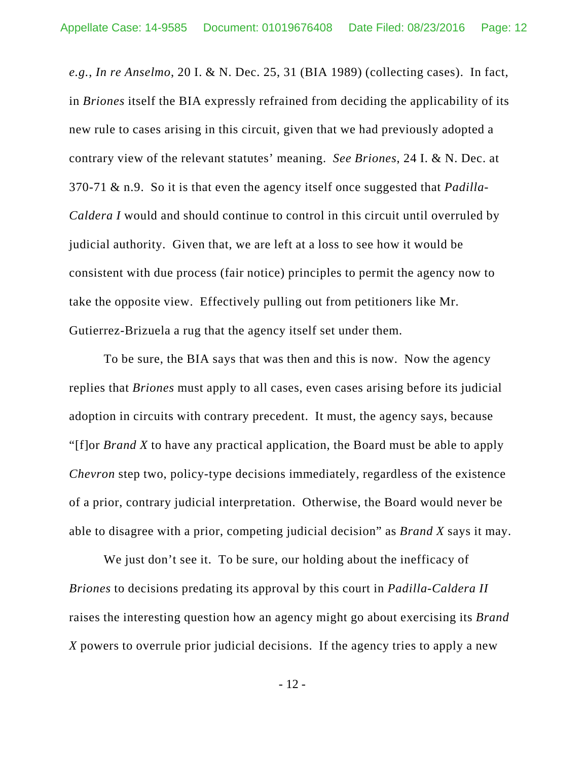*e.g.*, *In re Anselmo*, 20 I. & N. Dec. 25, 31 (BIA 1989) (collecting cases). In fact, in *Briones* itself the BIA expressly refrained from deciding the applicability of its new rule to cases arising in this circuit, given that we had previously adopted a contrary view of the relevant statutes' meaning. *See Briones*, 24 I. & N. Dec. at 370-71 & n.9. So it is that even the agency itself once suggested that *Padilla-Caldera I* would and should continue to control in this circuit until overruled by judicial authority. Given that, we are left at a loss to see how it would be consistent with due process (fair notice) principles to permit the agency now to take the opposite view. Effectively pulling out from petitioners like Mr. Gutierrez-Brizuela a rug that the agency itself set under them.

To be sure, the BIA says that was then and this is now. Now the agency replies that *Briones* must apply to all cases, even cases arising before its judicial adoption in circuits with contrary precedent. It must, the agency says, because "[f]or *Brand X* to have any practical application, the Board must be able to apply *Chevron* step two, policy-type decisions immediately, regardless of the existence of a prior, contrary judicial interpretation. Otherwise, the Board would never be able to disagree with a prior, competing judicial decision" as *Brand X* says it may.

We just don't see it. To be sure, our holding about the inefficacy of *Briones* to decisions predating its approval by this court in *Padilla-Caldera II* raises the interesting question how an agency might go about exercising its *Brand X* powers to overrule prior judicial decisions. If the agency tries to apply a new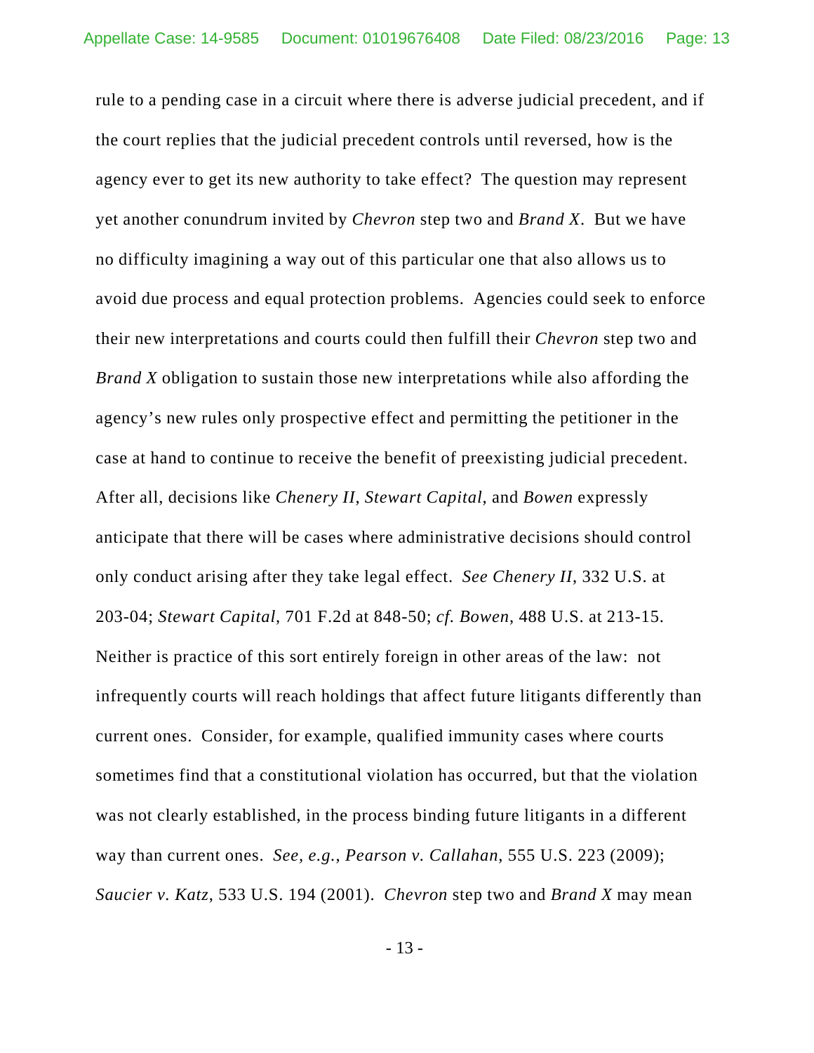rule to a pending case in a circuit where there is adverse judicial precedent, and if the court replies that the judicial precedent controls until reversed, how is the agency ever to get its new authority to take effect? The question may represent yet another conundrum invited by *Chevron* step two and *Brand X*. But we have no difficulty imagining a way out of this particular one that also allows us to avoid due process and equal protection problems. Agencies could seek to enforce their new interpretations and courts could then fulfill their *Chevron* step two and *Brand X* obligation to sustain those new interpretations while also affording the agency's new rules only prospective effect and permitting the petitioner in the case at hand to continue to receive the benefit of preexisting judicial precedent. After all, decisions like *Chenery II*, *Stewart Capital*, and *Bowen* expressly anticipate that there will be cases where administrative decisions should control only conduct arising after they take legal effect. *See Chenery II*, 332 U.S. at 203-04; *Stewart Capital*, 701 F.2d at 848-50; *cf. Bowen*, 488 U.S. at 213-15. Neither is practice of this sort entirely foreign in other areas of the law: not infrequently courts will reach holdings that affect future litigants differently than current ones. Consider, for example, qualified immunity cases where courts sometimes find that a constitutional violation has occurred, but that the violation was not clearly established, in the process binding future litigants in a different way than current ones. *See, e.g.*, *Pearson v. Callahan*, 555 U.S. 223 (2009); *Saucier v. Katz*, 533 U.S. 194 (2001). *Chevron* step two and *Brand X* may mean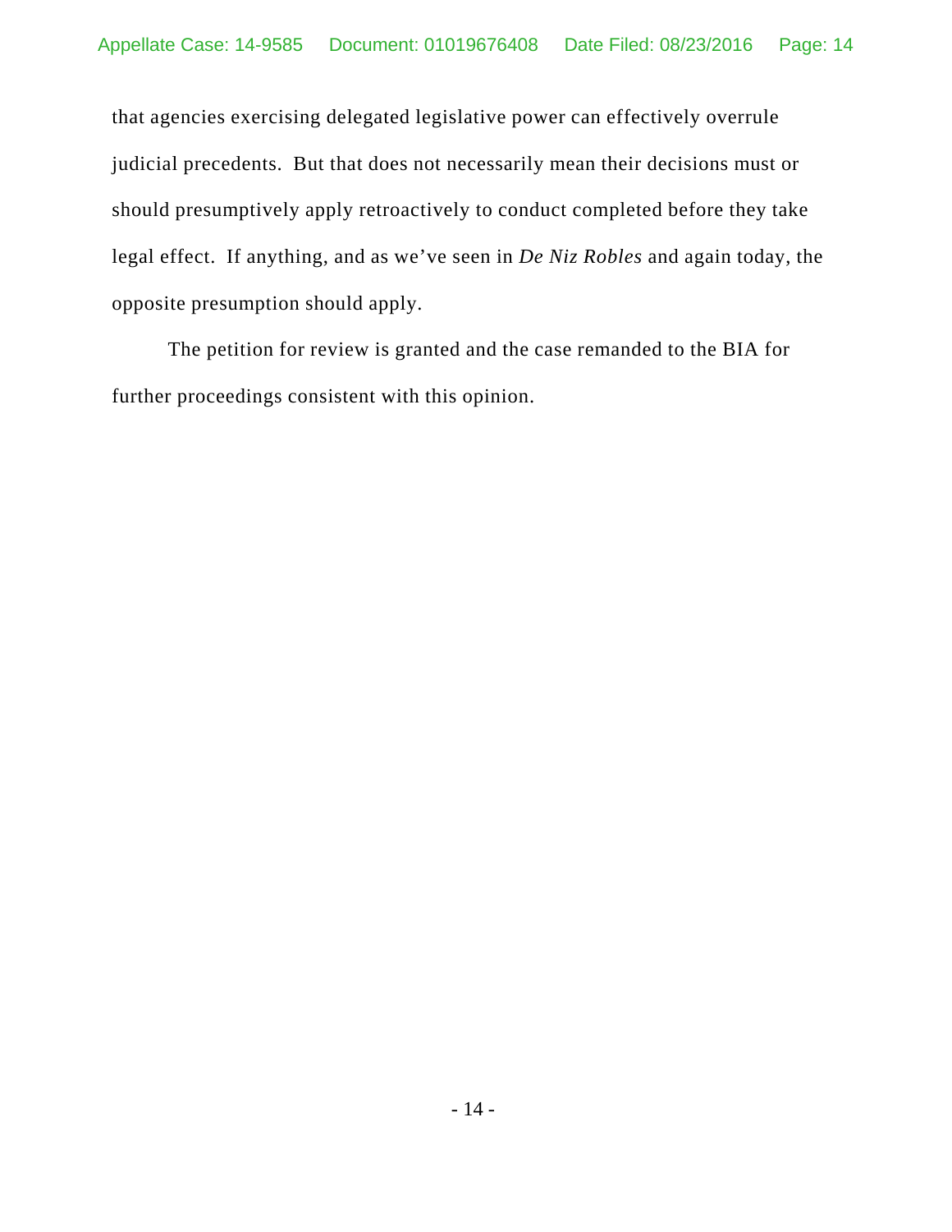that agencies exercising delegated legislative power can effectively overrule judicial precedents. But that does not necessarily mean their decisions must or should presumptively apply retroactively to conduct completed before they take legal effect. If anything, and as we've seen in *De Niz Robles* and again today, the opposite presumption should apply.

The petition for review is granted and the case remanded to the BIA for further proceedings consistent with this opinion.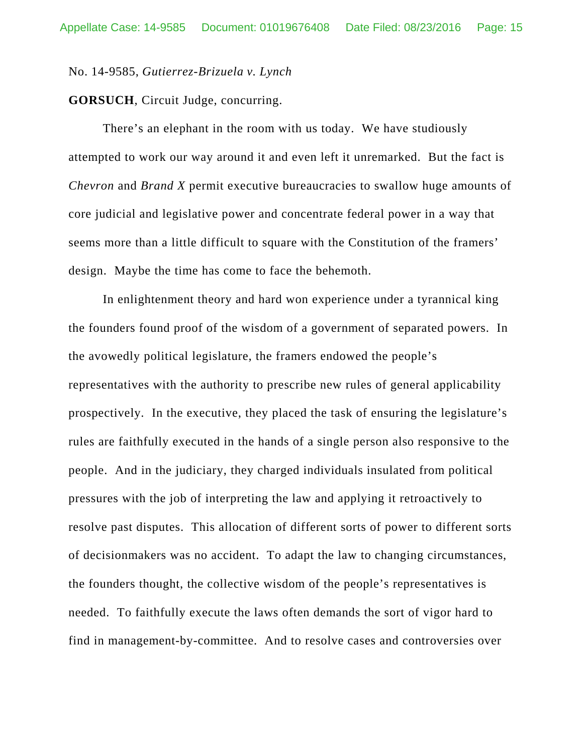No. 14-9585, *Gutierrez-Brizuela v. Lynch*

**GORSUCH**, Circuit Judge, concurring.

There's an elephant in the room with us today. We have studiously attempted to work our way around it and even left it unremarked. But the fact is *Chevron* and *Brand X* permit executive bureaucracies to swallow huge amounts of core judicial and legislative power and concentrate federal power in a way that seems more than a little difficult to square with the Constitution of the framers' design. Maybe the time has come to face the behemoth.

In enlightenment theory and hard won experience under a tyrannical king the founders found proof of the wisdom of a government of separated powers. In the avowedly political legislature, the framers endowed the people's representatives with the authority to prescribe new rules of general applicability prospectively. In the executive, they placed the task of ensuring the legislature's rules are faithfully executed in the hands of a single person also responsive to the people. And in the judiciary, they charged individuals insulated from political pressures with the job of interpreting the law and applying it retroactively to resolve past disputes. This allocation of different sorts of power to different sorts of decisionmakers was no accident. To adapt the law to changing circumstances, the founders thought, the collective wisdom of the people's representatives is needed. To faithfully execute the laws often demands the sort of vigor hard to find in management-by-committee. And to resolve cases and controversies over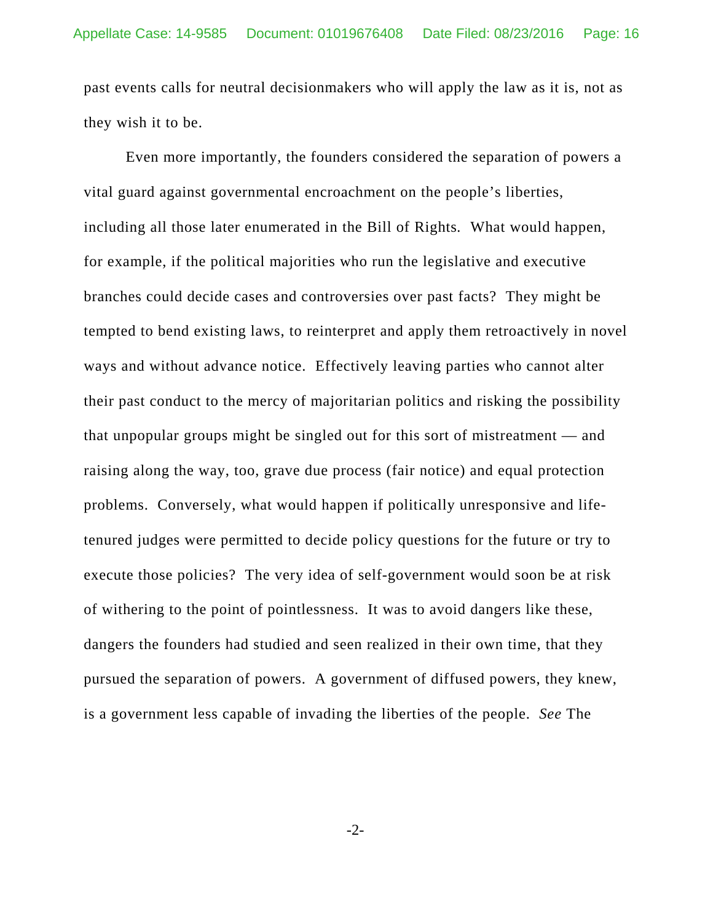past events calls for neutral decisionmakers who will apply the law as it is, not as they wish it to be.

Even more importantly, the founders considered the separation of powers a vital guard against governmental encroachment on the people's liberties, including all those later enumerated in the Bill of Rights. What would happen, for example, if the political majorities who run the legislative and executive branches could decide cases and controversies over past facts? They might be tempted to bend existing laws, to reinterpret and apply them retroactively in novel ways and without advance notice. Effectively leaving parties who cannot alter their past conduct to the mercy of majoritarian politics and risking the possibility that unpopular groups might be singled out for this sort of mistreatment — and raising along the way, too, grave due process (fair notice) and equal protection problems. Conversely, what would happen if politically unresponsive and life-tenured judges were permitted to decide policy questions for the future or try to execute those policies? The very idea of self-government would soon be at risk of withering to the point of pointlessness. It was to avoid dangers like these, dangers the founders had studied and seen realized in their own time, that they pursued the separation of powers. A government of diffused powers, they knew, is a government less capable of invading the liberties of the people. *See* The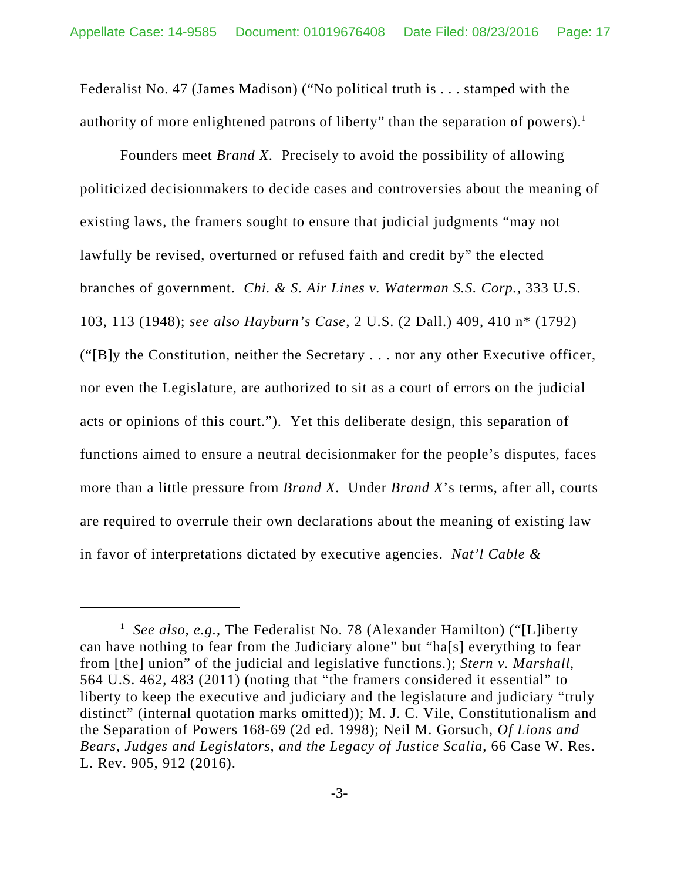Federalist No. 47 (James Madison) ("No political truth is . . . stamped with the authority of more enlightened patrons of liberty" than the separation of powers).[1]

Founders meet *Brand X*. Precisely to avoid the possibility of allowing politicized decisionmakers to decide cases and controversies about the meaning of existing laws, the framers sought to ensure that judicial judgments "may not lawfully be revised, overturned or refused faith and credit by" the elected branches of government. *Chi. & S. Air Lines v. Waterman S.S. Corp.*, 333 U.S. 103, 113 (1948); *see also Hayburn's Case*, 2 U.S. (2 Dall.) 409, 410 n* (1792) ("[B]y the Constitution, neither the Secretary . . . nor any other Executive officer, nor even the Legislature, are authorized to sit as a court of errors on the judicial acts or opinions of this court."). Yet this deliberate design, this separation of functions aimed to ensure a neutral decisionmaker for the people's disputes, faces more than a little pressure from *Brand X*. Under *Brand X*'s terms, after all, courts are required to overrule their own declarations about the meaning of existing law in favor of interpretations dictated by executive agencies. *Nat'l Cable &*

---

[1] *See also, e.g.*, The Federalist No. 78 (Alexander Hamilton) ("[L]iberty can have nothing to fear from the Judiciary alone" but "ha[s] everything to fear from [the] union" of the judicial and legislative functions.); *Stern v. Marshall*, 564 U.S. 462, 483 (2011) (noting that "the framers considered it essential" to liberty to keep the executive and judiciary and the legislature and judiciary "truly distinct" (internal quotation marks omitted)); M. J. C. Vile, Constitutionalism and the Separation of Powers 168-69 (2d ed. 1998); Neil M. Gorsuch, *Of Lions and Bears, Judges and Legislators, and the Legacy of Justice Scalia*, 66 Case W. Res. L. Rev. 905, 912 (2016).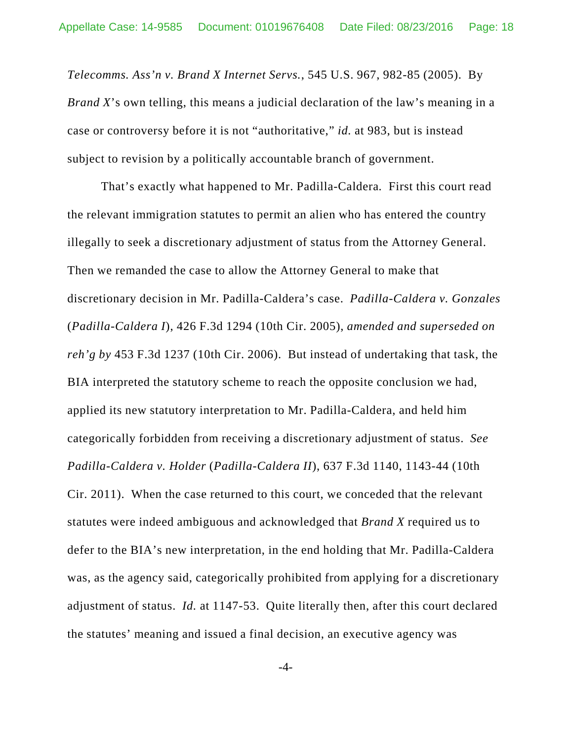*Telecomms. Ass'n v. Brand X Internet Servs.*, 545 U.S. 967, 982-85 (2005). By *Brand X*'s own telling, this means a judicial declaration of the law's meaning in a case or controversy before it is not "authoritative," *id.* at 983, but is instead subject to revision by a politically accountable branch of government.

That's exactly what happened to Mr. Padilla-Caldera. First this court read the relevant immigration statutes to permit an alien who has entered the country illegally to seek a discretionary adjustment of status from the Attorney General. Then we remanded the case to allow the Attorney General to make that discretionary decision in Mr. Padilla-Caldera's case. *Padilla-Caldera v. Gonzales* (*Padilla-Caldera I*), 426 F.3d 1294 (10th Cir. 2005), *amended and superseded on reh'g by* 453 F.3d 1237 (10th Cir. 2006). But instead of undertaking that task, the BIA interpreted the statutory scheme to reach the opposite conclusion we had, applied its new statutory interpretation to Mr. Padilla-Caldera, and held him categorically forbidden from receiving a discretionary adjustment of status. *See Padilla-Caldera v. Holder* (*Padilla-Caldera II*), 637 F.3d 1140, 1143-44 (10th Cir. 2011). When the case returned to this court, we conceded that the relevant statutes were indeed ambiguous and acknowledged that *Brand X* required us to defer to the BIA's new interpretation, in the end holding that Mr. Padilla-Caldera was, as the agency said, categorically prohibited from applying for a discretionary adjustment of status. *Id.* at 1147-53. Quite literally then, after this court declared the statutes' meaning and issued a final decision, an executive agency was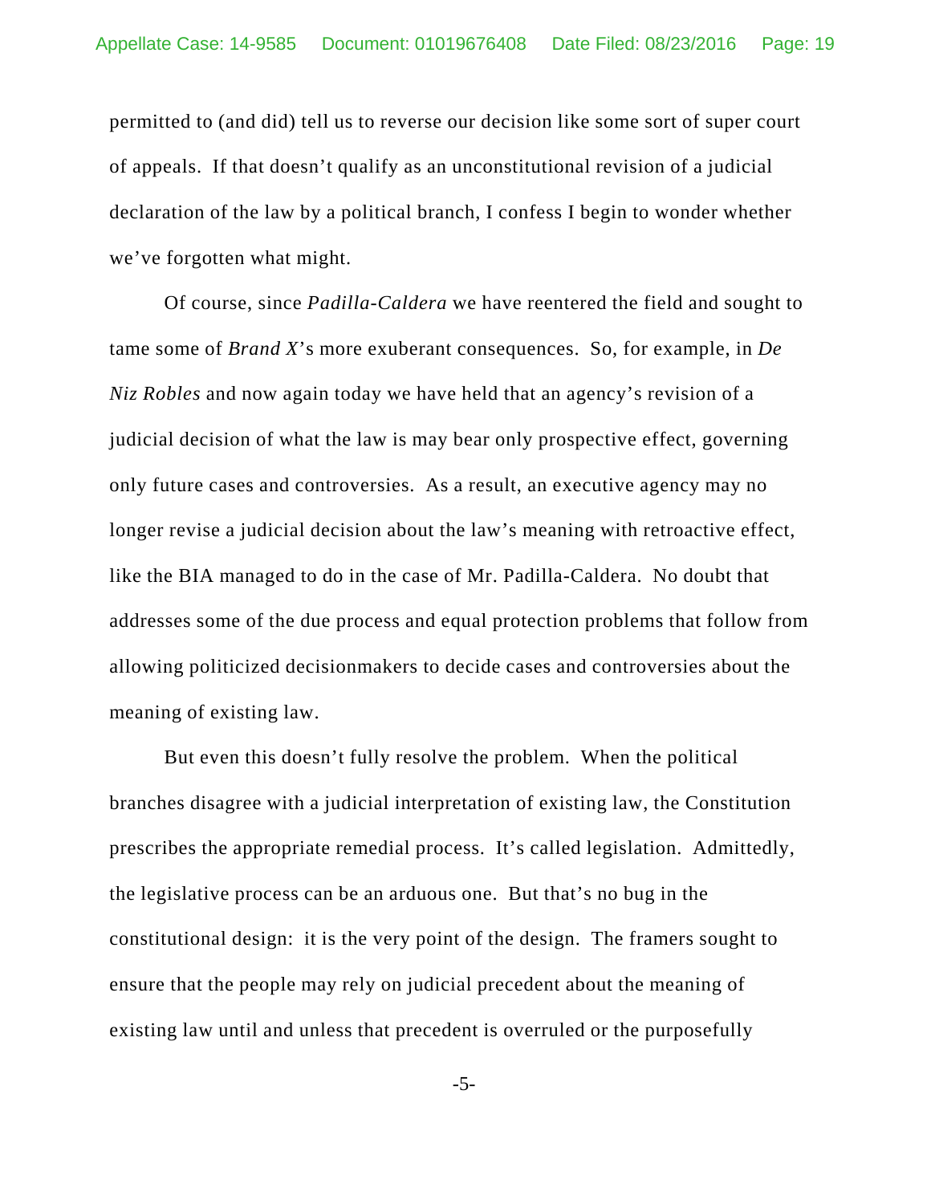permitted to (and did) tell us to reverse our decision like some sort of super court of appeals. If that doesn't qualify as an unconstitutional revision of a judicial declaration of the law by a political branch, I confess I begin to wonder whether we've forgotten what might.

Of course, since *Padilla-Caldera* we have reentered the field and sought to tame some of *Brand X*'s more exuberant consequences. So, for example, in *De Niz Robles* and now again today we have held that an agency's revision of a judicial decision of what the law is may bear only prospective effect, governing only future cases and controversies. As a result, an executive agency may no longer revise a judicial decision about the law's meaning with retroactive effect, like the BIA managed to do in the case of Mr. Padilla-Caldera. No doubt that addresses some of the due process and equal protection problems that follow from allowing politicized decisionmakers to decide cases and controversies about the meaning of existing law.

But even this doesn't fully resolve the problem. When the political branches disagree with a judicial interpretation of existing law, the Constitution prescribes the appropriate remedial process. It's called legislation. Admittedly, the legislative process can be an arduous one. But that's no bug in the constitutional design: it is the very point of the design. The framers sought to ensure that the people may rely on judicial precedent about the meaning of existing law until and unless that precedent is overruled or the purposefully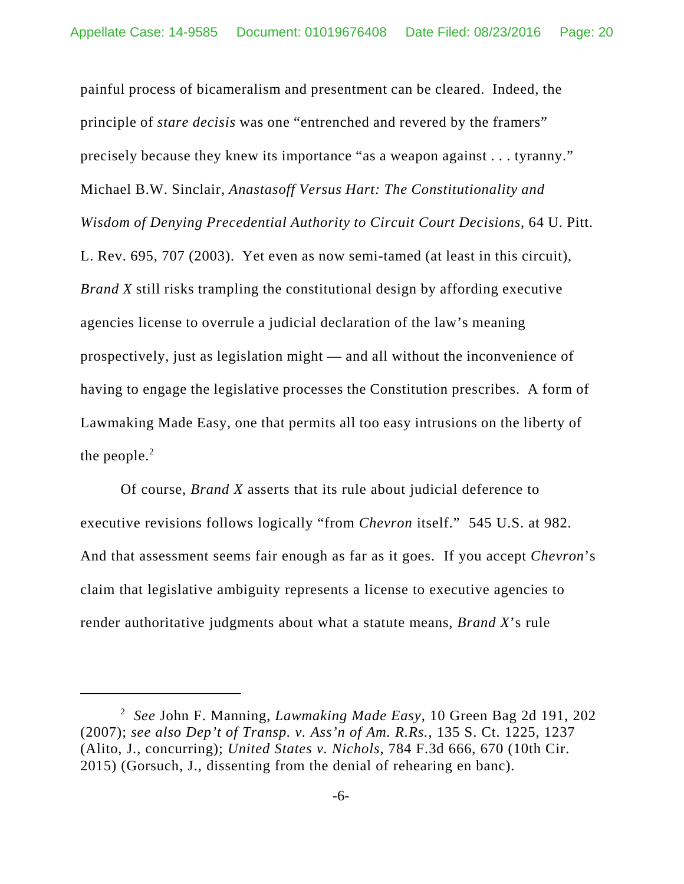painful process of bicameralism and presentment can be cleared. Indeed, the principle of *stare decisis* was one "entrenched and revered by the framers" precisely because they knew its importance "as a weapon against . . . tyranny." Michael B.W. Sinclair, *Anastasoff Versus Hart: The Constitutionality and Wisdom of Denying Precedential Authority to Circuit Court Decisions*, 64 U. Pitt. L. Rev. 695, 707 (2003). Yet even as now semi-tamed (at least in this circuit), *Brand X* still risks trampling the constitutional design by affording executive agencies license to overrule a judicial declaration of the law's meaning prospectively, just as legislation might — and all without the inconvenience of having to engage the legislative processes the Constitution prescribes. A form of Lawmaking Made Easy, one that permits all too easy intrusions on the liberty of the people.[2]

Of course, *Brand X* asserts that its rule about judicial deference to executive revisions follows logically "from *Chevron* itself." 545 U.S. at 982. And that assessment seems fair enough as far as it goes. If you accept *Chevron*'s claim that legislative ambiguity represents a license to executive agencies to render authoritative judgments about what a statute means, *Brand X*'s rule

---

[2] *See* John F. Manning, *Lawmaking Made Easy*, 10 Green Bag 2d 191, 202 (2007); *see also Dep't of Transp. v. Ass'n of Am. R.Rs.*, 135 S. Ct. 1225, 1237 (Alito, J., concurring); *United States v. Nichols*, 784 F.3d 666, 670 (10th Cir. 2015) (Gorsuch, J., dissenting from the denial of rehearing en banc).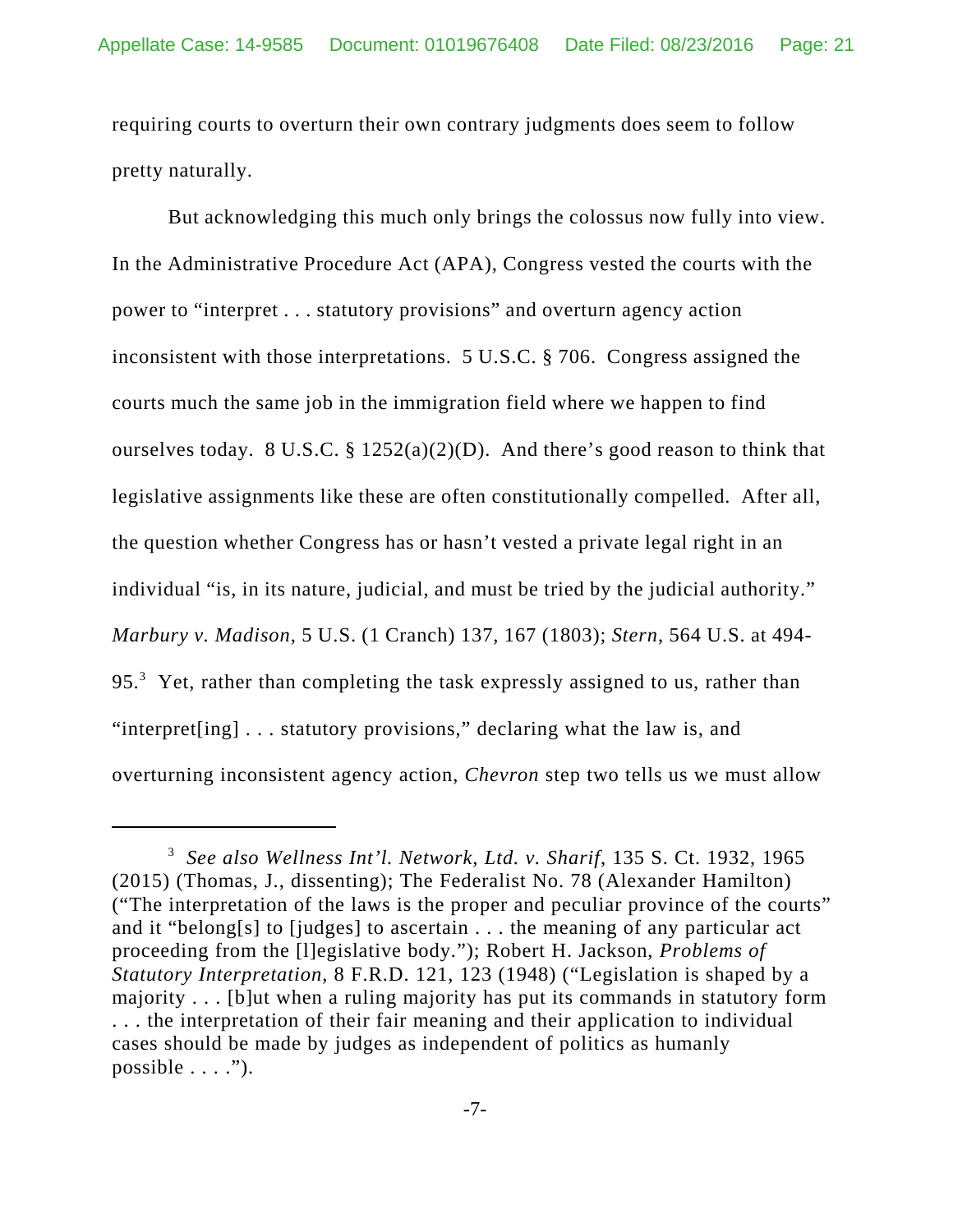requiring courts to overturn their own contrary judgments does seem to follow pretty naturally.

But acknowledging this much only brings the colossus now fully into view. In the Administrative Procedure Act (APA), Congress vested the courts with the power to "interpret . . . statutory provisions" and overturn agency action inconsistent with those interpretations. 5 U.S.C. § 706. Congress assigned the courts much the same job in the immigration field where we happen to find ourselves today. 8 U.S.C. § 1252(a)(2)(D). And there's good reason to think that legislative assignments like these are often constitutionally compelled. After all, the question whether Congress has or hasn't vested a private legal right in an individual "is, in its nature, judicial, and must be tried by the judicial authority." *Marbury v. Madison*, 5 U.S. (1 Cranch) 137, 167 (1803); *Stern*, 564 U.S. at 494-95.[3] Yet, rather than completing the task expressly assigned to us, rather than "interpret[ing] . . . statutory provisions," declaring what the law is, and overturning inconsistent agency action, *Chevron* step two tells us we must allow

---

[3] *See also Wellness Int'l. Network, Ltd. v. Sharif*, 135 S. Ct. 1932, 1965 (2015) (Thomas, J., dissenting); The Federalist No. 78 (Alexander Hamilton) ("The interpretation of the laws is the proper and peculiar province of the courts" and it "belong[s] to [judges] to ascertain . . . the meaning of any particular act proceeding from the [l]egislative body."); Robert H. Jackson, *Problems of Statutory Interpretation*, 8 F.R.D. 121, 123 (1948) ("Legislation is shaped by a majority . . . [b]ut when a ruling majority has put its commands in statutory form . . . the interpretation of their fair meaning and their application to individual cases should be made by judges as independent of politics as humanly possible . . . .").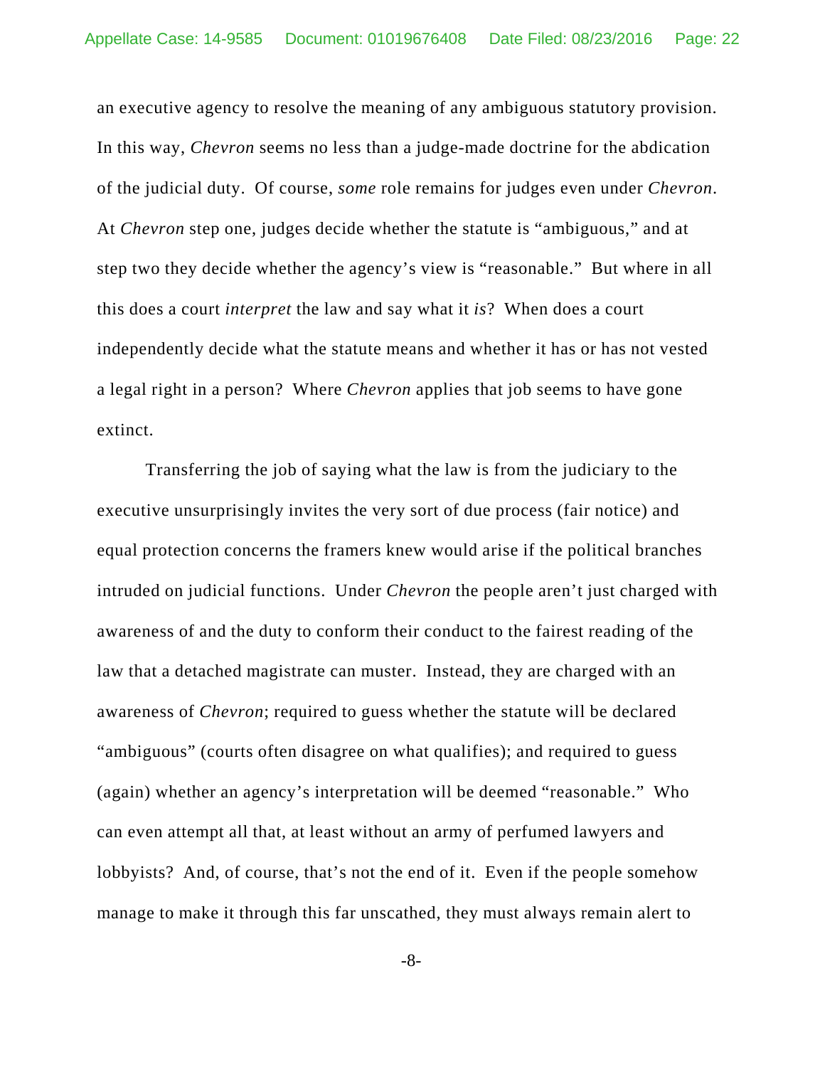an executive agency to resolve the meaning of any ambiguous statutory provision. In this way, *Chevron* seems no less than a judge-made doctrine for the abdication of the judicial duty. Of course, *some* role remains for judges even under *Chevron*. At *Chevron* step one, judges decide whether the statute is "ambiguous," and at step two they decide whether the agency's view is "reasonable." But where in all this does a court *interpret* the law and say what it *is*? When does a court independently decide what the statute means and whether it has or has not vested a legal right in a person? Where *Chevron* applies that job seems to have gone extinct.

Transferring the job of saying what the law is from the judiciary to the executive unsurprisingly invites the very sort of due process (fair notice) and equal protection concerns the framers knew would arise if the political branches intruded on judicial functions. Under *Chevron* the people aren't just charged with awareness of and the duty to conform their conduct to the fairest reading of the law that a detached magistrate can muster. Instead, they are charged with an awareness of *Chevron*; required to guess whether the statute will be declared "ambiguous" (courts often disagree on what qualifies); and required to guess (again) whether an agency's interpretation will be deemed "reasonable." Who can even attempt all that, at least without an army of perfumed lawyers and lobbyists? And, of course, that's not the end of it. Even if the people somehow manage to make it through this far unscathed, they must always remain alert to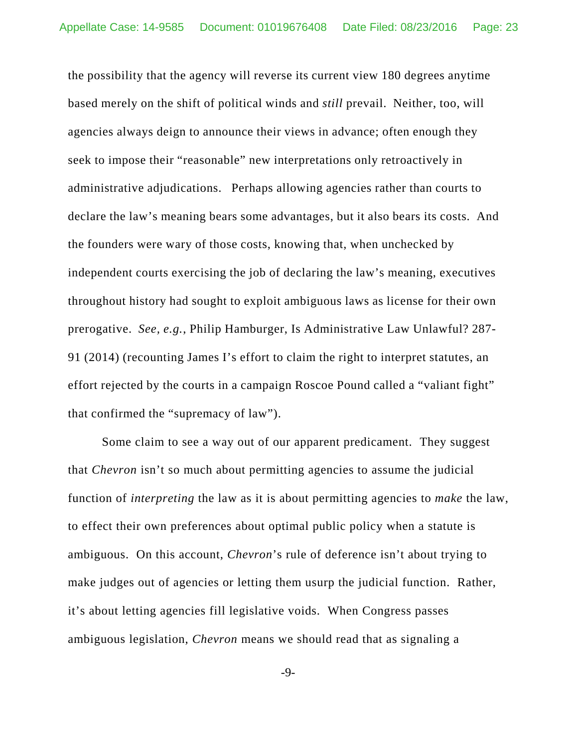the possibility that the agency will reverse its current view 180 degrees anytime based merely on the shift of political winds and *still* prevail. Neither, too, will agencies always deign to announce their views in advance; often enough they seek to impose their "reasonable" new interpretations only retroactively in administrative adjudications. Perhaps allowing agencies rather than courts to declare the law's meaning bears some advantages, but it also bears its costs. And the founders were wary of those costs, knowing that, when unchecked by independent courts exercising the job of declaring the law's meaning, executives throughout history had sought to exploit ambiguous laws as license for their own prerogative. *See, e.g.*, Philip Hamburger, Is Administrative Law Unlawful? 287-91 (2014) (recounting James I's effort to claim the right to interpret statutes, an effort rejected by the courts in a campaign Roscoe Pound called a "valiant fight" that confirmed the "supremacy of law").

Some claim to see a way out of our apparent predicament. They suggest that *Chevron* isn't so much about permitting agencies to assume the judicial function of *interpreting* the law as it is about permitting agencies to *make* the law, to effect their own preferences about optimal public policy when a statute is ambiguous. On this account, *Chevron*'s rule of deference isn't about trying to make judges out of agencies or letting them usurp the judicial function. Rather, it's about letting agencies fill legislative voids. When Congress passes ambiguous legislation, *Chevron* means we should read that as signaling a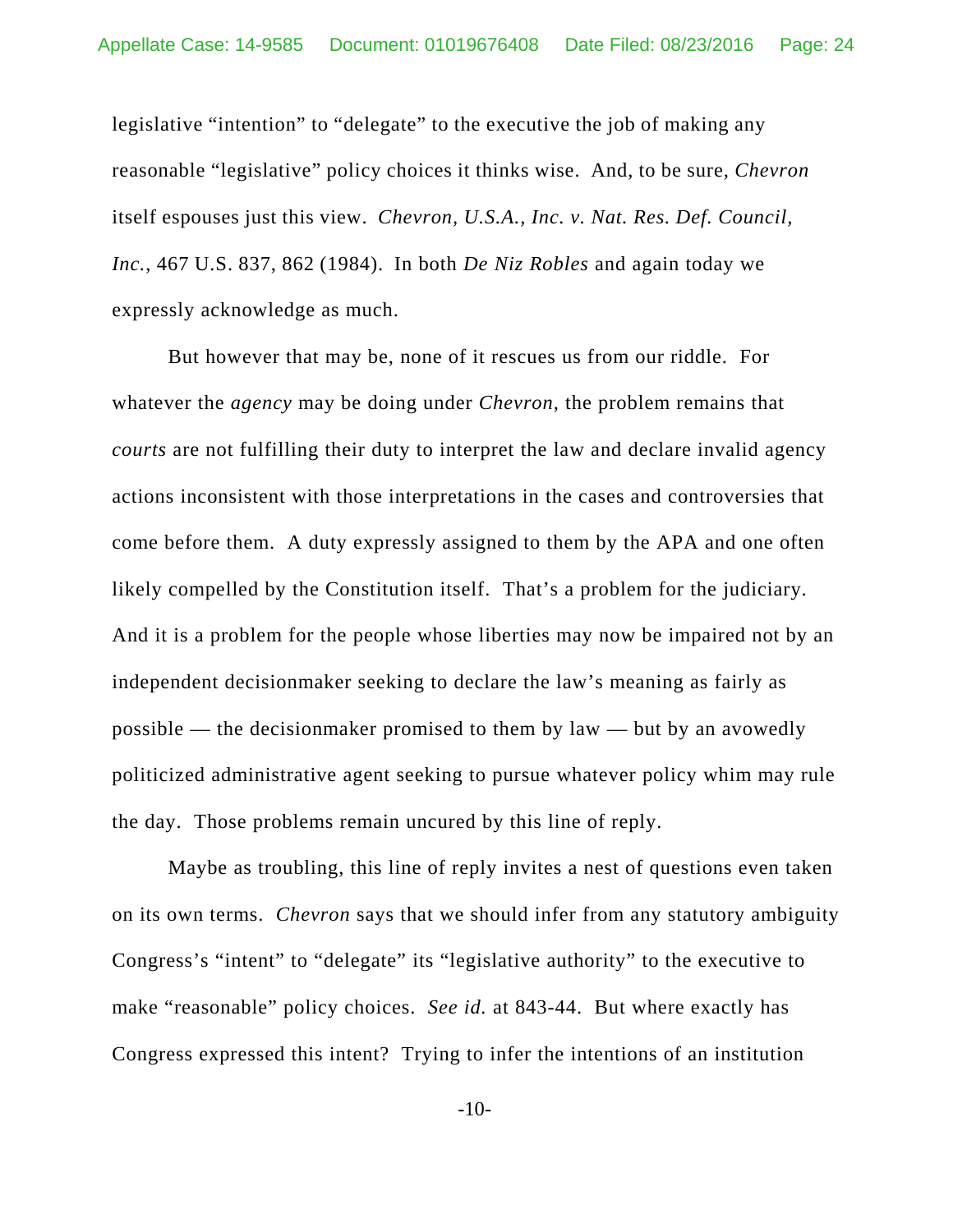legislative "intention" to "delegate" to the executive the job of making any reasonable "legislative" policy choices it thinks wise. And, to be sure, *Chevron* itself espouses just this view. *Chevron, U.S.A., Inc. v. Nat. Res. Def. Council, Inc.*, 467 U.S. 837, 862 (1984). In both *De Niz Robles* and again today we expressly acknowledge as much.

But however that may be, none of it rescues us from our riddle. For whatever the *agency* may be doing under *Chevron*, the problem remains that *courts* are not fulfilling their duty to interpret the law and declare invalid agency actions inconsistent with those interpretations in the cases and controversies that come before them. A duty expressly assigned to them by the APA and one often likely compelled by the Constitution itself. That's a problem for the judiciary. And it is a problem for the people whose liberties may now be impaired not by an independent decisionmaker seeking to declare the law's meaning as fairly as possible — the decisionmaker promised to them by law — but by an avowedly politicized administrative agent seeking to pursue whatever policy whim may rule the day. Those problems remain uncured by this line of reply.

Maybe as troubling, this line of reply invites a nest of questions even taken on its own terms. *Chevron* says that we should infer from any statutory ambiguity Congress's "intent" to "delegate" its "legislative authority" to the executive to make "reasonable" policy choices. *See id.* at 843-44. But where exactly has Congress expressed this intent? Trying to infer the intentions of an institution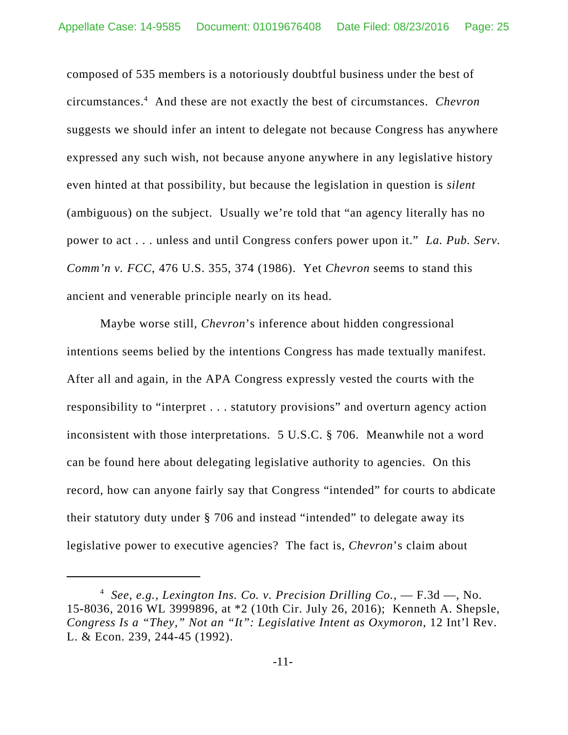composed of 535 members is a notoriously doubtful business under the best of circumstances.[4] And these are not exactly the best of circumstances. *Chevron* suggests we should infer an intent to delegate not because Congress has anywhere expressed any such wish, not because anyone anywhere in any legislative history even hinted at that possibility, but because the legislation in question is *silent* (ambiguous) on the subject. Usually we're told that "an agency literally has no power to act . . . unless and until Congress confers power upon it." *La. Pub. Serv. Comm'n v. FCC*, 476 U.S. 355, 374 (1986). Yet *Chevron* seems to stand this ancient and venerable principle nearly on its head.

Maybe worse still, *Chevron*'s inference about hidden congressional intentions seems belied by the intentions Congress has made textually manifest. After all and again, in the APA Congress expressly vested the courts with the responsibility to "interpret . . . statutory provisions" and overturn agency action inconsistent with those interpretations. 5 U.S.C. § 706. Meanwhile not a word can be found here about delegating legislative authority to agencies. On this record, how can anyone fairly say that Congress "intended" for courts to abdicate their statutory duty under § 706 and instead "intended" to delegate away its legislative power to executive agencies? The fact is, *Chevron*'s claim about

[4] *See, e.g.*, *Lexington Ins. Co. v. Precision Drilling Co.*, — F.3d —, No. 15-8036, 2016 WL 3999896, at *2 (10th Cir. July 26, 2016); Kenneth A. Shepsle, *Congress Is a "They," Not an "It": Legislative Intent as Oxymoron*, 12 Int'l Rev. L. & Econ. 239, 244-45 (1992).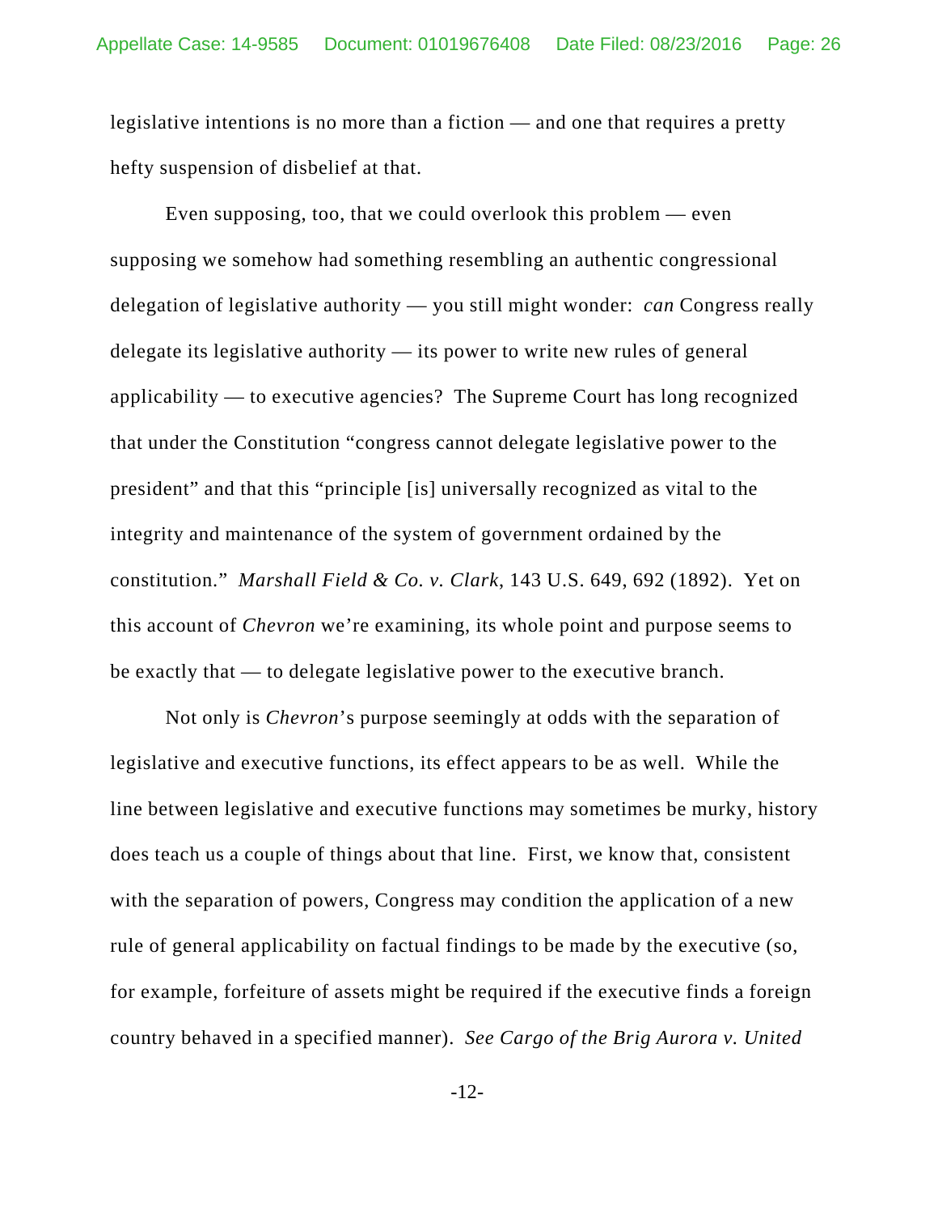legislative intentions is no more than a fiction — and one that requires a pretty hefty suspension of disbelief at that.

Even supposing, too, that we could overlook this problem — even supposing we somehow had something resembling an authentic congressional delegation of legislative authority — you still might wonder: *can* Congress really delegate its legislative authority — its power to write new rules of general applicability — to executive agencies? The Supreme Court has long recognized that under the Constitution "congress cannot delegate legislative power to the president" and that this "principle [is] universally recognized as vital to the integrity and maintenance of the system of government ordained by the constitution." *Marshall Field & Co. v. Clark*, 143 U.S. 649, 692 (1892). Yet on this account of *Chevron* we're examining, its whole point and purpose seems to be exactly that — to delegate legislative power to the executive branch.

Not only is *Chevron*'s purpose seemingly at odds with the separation of legislative and executive functions, its effect appears to be as well. While the line between legislative and executive functions may sometimes be murky, history does teach us a couple of things about that line. First, we know that, consistent with the separation of powers, Congress may condition the application of a new rule of general applicability on factual findings to be made by the executive (so, for example, forfeiture of assets might be required if the executive finds a foreign country behaved in a specified manner). *See Cargo of the Brig Aurora v. United*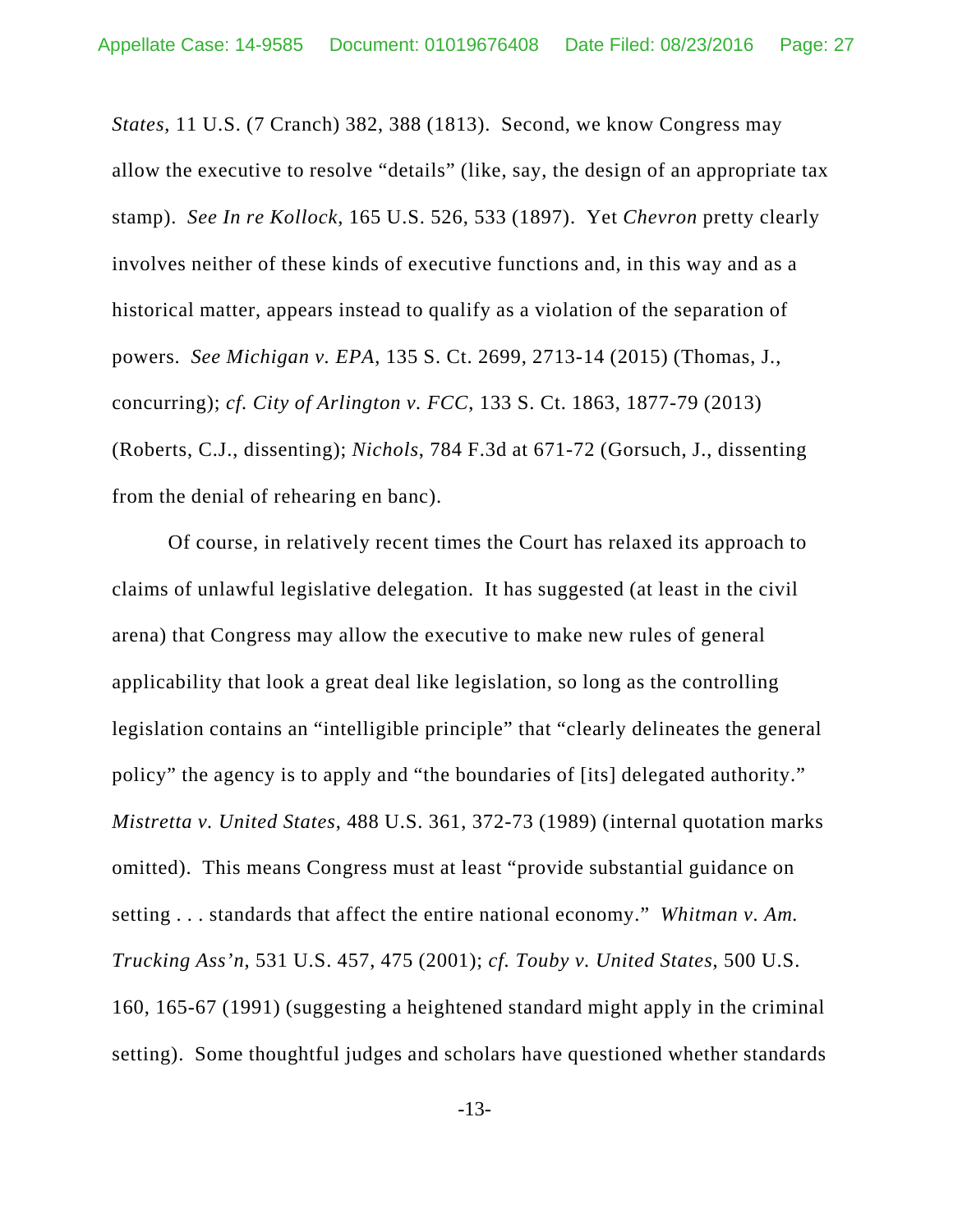*States*, 11 U.S. (7 Cranch) 382, 388 (1813). Second, we know Congress may allow the executive to resolve "details" (like, say, the design of an appropriate tax stamp). *See In re Kollock*, 165 U.S. 526, 533 (1897). Yet *Chevron* pretty clearly involves neither of these kinds of executive functions and, in this way and as a historical matter, appears instead to qualify as a violation of the separation of powers. *See Michigan v. EPA*, 135 S. Ct. 2699, 2713-14 (2015) (Thomas, J., concurring); *cf. City of Arlington v. FCC*, 133 S. Ct. 1863, 1877-79 (2013) (Roberts, C.J., dissenting); *Nichols*, 784 F.3d at 671-72 (Gorsuch, J., dissenting from the denial of rehearing en banc).

Of course, in relatively recent times the Court has relaxed its approach to claims of unlawful legislative delegation. It has suggested (at least in the civil arena) that Congress may allow the executive to make new rules of general applicability that look a great deal like legislation, so long as the controlling legislation contains an "intelligible principle" that "clearly delineates the general policy" the agency is to apply and "the boundaries of [its] delegated authority." *Mistretta v. United States*, 488 U.S. 361, 372-73 (1989) (internal quotation marks omitted). This means Congress must at least "provide substantial guidance on setting . . . standards that affect the entire national economy." *Whitman v. Am. Trucking Ass'n*, 531 U.S. 457, 475 (2001); *cf. Touby v. United States*, 500 U.S. 160, 165-67 (1991) (suggesting a heightened standard might apply in the criminal setting). Some thoughtful judges and scholars have questioned whether standards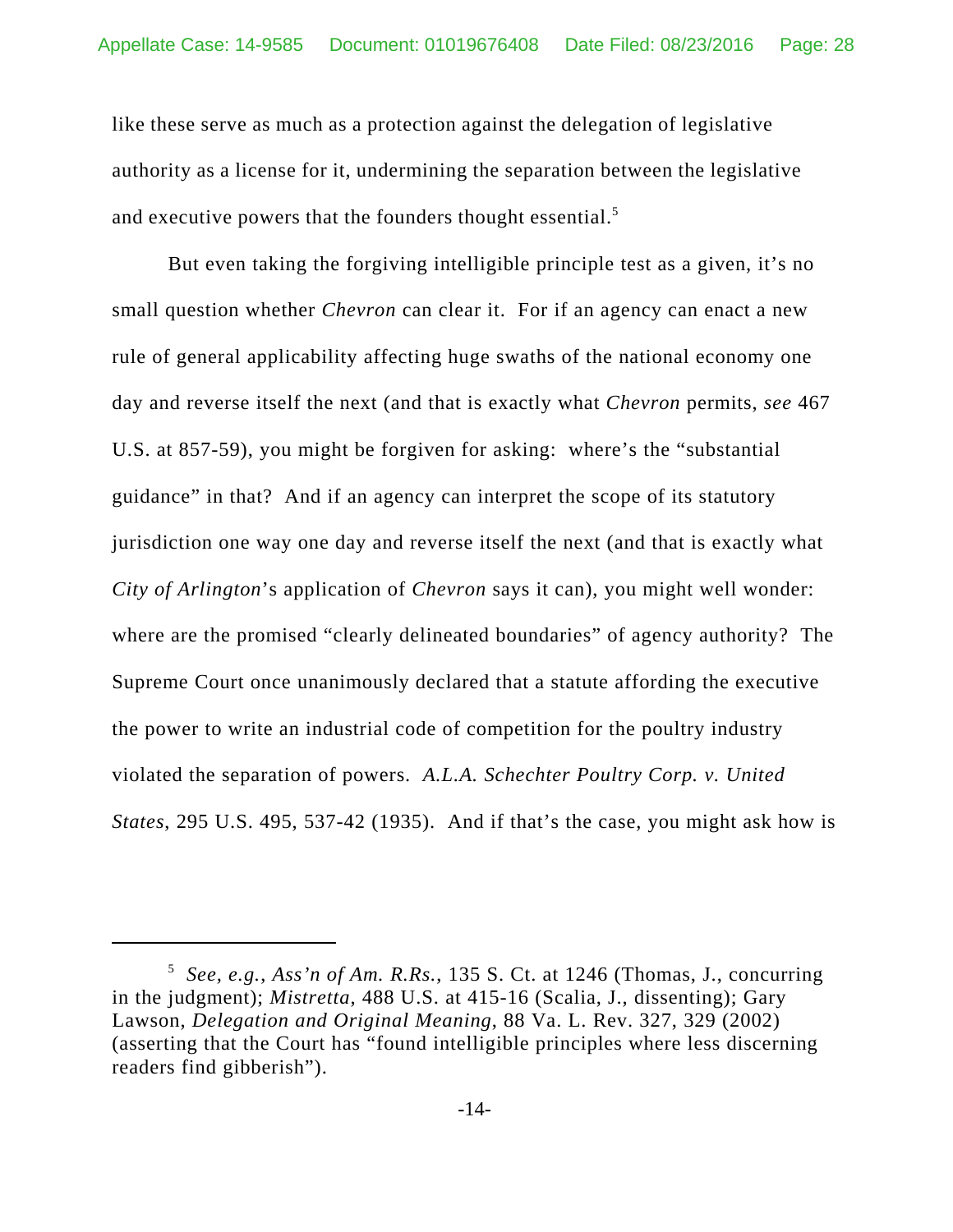like these serve as much as a protection against the delegation of legislative authority as a license for it, undermining the separation between the legislative and executive powers that the founders thought essential.[5]

But even taking the forgiving intelligible principle test as a given, it's no small question whether *Chevron* can clear it. For if an agency can enact a new rule of general applicability affecting huge swaths of the national economy one day and reverse itself the next (and that is exactly what *Chevron* permits, *see* 467 U.S. at 857-59), you might be forgiven for asking: where's the "substantial guidance" in that? And if an agency can interpret the scope of its statutory jurisdiction one way one day and reverse itself the next (and that is exactly what *City of Arlington*'s application of *Chevron* says it can), you might well wonder: where are the promised "clearly delineated boundaries" of agency authority? The Supreme Court once unanimously declared that a statute affording the executive the power to write an industrial code of competition for the poultry industry violated the separation of powers. *A.L.A. Schechter Poultry Corp. v. United States*, 295 U.S. 495, 537-42 (1935). And if that's the case, you might ask how is

---

[5] *See, e.g.*, *Ass'n of Am. R.Rs.*, 135 S. Ct. at 1246 (Thomas, J., concurring in the judgment); *Mistretta*, 488 U.S. at 415-16 (Scalia, J., dissenting); Gary Lawson, *Delegation and Original Meaning*, 88 Va. L. Rev. 327, 329 (2002) (asserting that the Court has "found intelligible principles where less discerning readers find gibberish").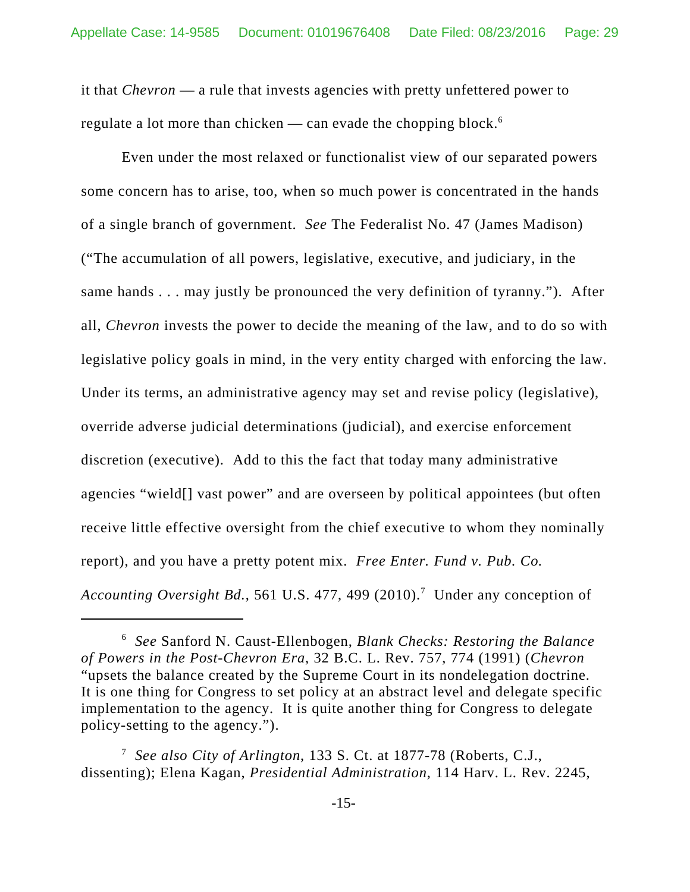it that *Chevron* — a rule that invests agencies with pretty unfettered power to regulate a lot more than chicken — can evade the chopping block.[6]

Even under the most relaxed or functionalist view of our separated powers some concern has to arise, too, when so much power is concentrated in the hands of a single branch of government. *See* The Federalist No. 47 (James Madison) ("The accumulation of all powers, legislative, executive, and judiciary, in the same hands . . . may justly be pronounced the very definition of tyranny."). After all, *Chevron* invests the power to decide the meaning of the law, and to do so with legislative policy goals in mind, in the very entity charged with enforcing the law. Under its terms, an administrative agency may set and revise policy (legislative), override adverse judicial determinations (judicial), and exercise enforcement discretion (executive). Add to this the fact that today many administrative agencies "wield[] vast power" and are overseen by political appointees (but often receive little effective oversight from the chief executive to whom they nominally report), and you have a pretty potent mix. *Free Enter. Fund v. Pub. Co. Accounting Oversight Bd.*, 561 U.S. 477, 499 (2010).[7] Under any conception of

---

[6] *See* Sanford N. Caust-Ellenbogen, *Blank Checks: Restoring the Balance of Powers in the Post-Chevron Era*, 32 B.C. L. Rev. 757, 774 (1991) (*Chevron* "upsets the balance created by the Supreme Court in its nondelegation doctrine. It is one thing for Congress to set policy at an abstract level and delegate specific implementation to the agency. It is quite another thing for Congress to delegate policy-setting to the agency.").

[7] *See also City of Arlington*, 133 S. Ct. at 1877-78 (Roberts, C.J., dissenting); Elena Kagan, *Presidential Administration*, 114 Harv. L. Rev. 2245,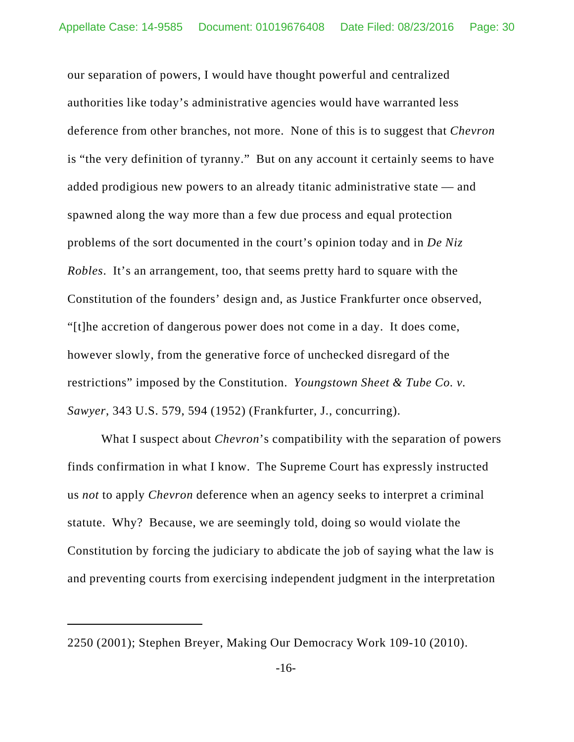our separation of powers, I would have thought powerful and centralized authorities like today's administrative agencies would have warranted less deference from other branches, not more. None of this is to suggest that *Chevron* is "the very definition of tyranny." But on any account it certainly seems to have added prodigious new powers to an already titanic administrative state — and spawned along the way more than a few due process and equal protection problems of the sort documented in the court's opinion today and in *De Niz Robles*. It's an arrangement, too, that seems pretty hard to square with the Constitution of the founders' design and, as Justice Frankfurter once observed, "[t]he accretion of dangerous power does not come in a day. It does come, however slowly, from the generative force of unchecked disregard of the restrictions" imposed by the Constitution. *Youngstown Sheet & Tube Co. v. Sawyer*, 343 U.S. 579, 594 (1952) (Frankfurter, J., concurring).

What I suspect about *Chevron*'s compatibility with the separation of powers finds confirmation in what I know. The Supreme Court has expressly instructed us *not* to apply *Chevron* deference when an agency seeks to interpret a criminal statute. Why? Because, we are seemingly told, doing so would violate the Constitution by forcing the judiciary to abdicate the job of saying what the law is and preventing courts from exercising independent judgment in the interpretation

---

2250 (2001); Stephen Breyer, Making Our Democracy Work 109-10 (2010).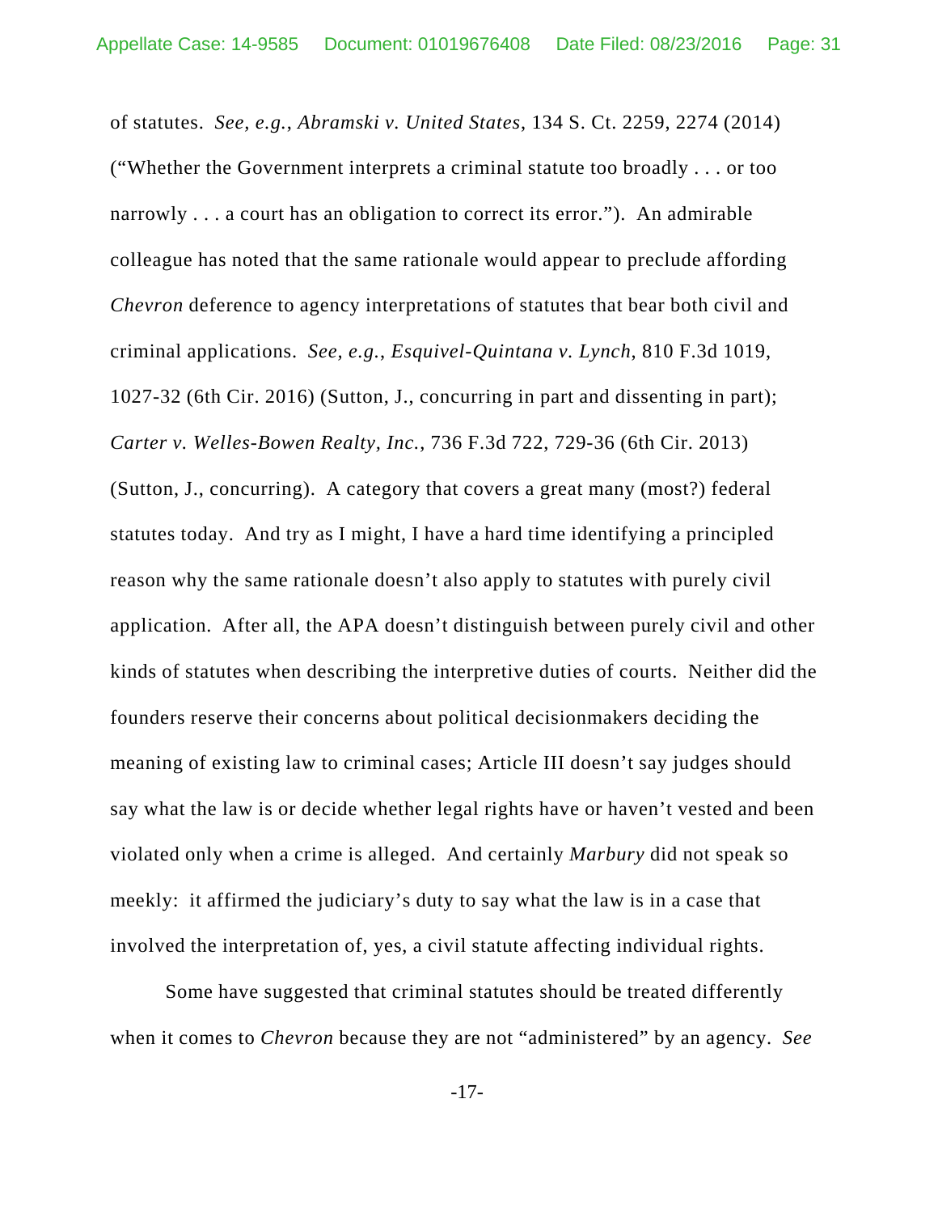of statutes. *See, e.g.*, *Abramski v. United States*, 134 S. Ct. 2259, 2274 (2014) ("Whether the Government interprets a criminal statute too broadly . . . or too narrowly . . . a court has an obligation to correct its error."). An admirable colleague has noted that the same rationale would appear to preclude affording *Chevron* deference to agency interpretations of statutes that bear both civil and criminal applications. *See, e.g.*, *Esquivel-Quintana v. Lynch*, 810 F.3d 1019, 1027-32 (6th Cir. 2016) (Sutton, J., concurring in part and dissenting in part); *Carter v. Welles-Bowen Realty, Inc.*, 736 F.3d 722, 729-36 (6th Cir. 2013) (Sutton, J., concurring). A category that covers a great many (most?) federal statutes today. And try as I might, I have a hard time identifying a principled reason why the same rationale doesn't also apply to statutes with purely civil application. After all, the APA doesn't distinguish between purely civil and other kinds of statutes when describing the interpretive duties of courts. Neither did the founders reserve their concerns about political decisionmakers deciding the meaning of existing law to criminal cases; Article III doesn't say judges should say what the law is or decide whether legal rights have or haven't vested and been violated only when a crime is alleged. And certainly *Marbury* did not speak so meekly: it affirmed the judiciary's duty to say what the law is in a case that involved the interpretation of, yes, a civil statute affecting individual rights.

Some have suggested that criminal statutes should be treated differently when it comes to *Chevron* because they are not "administered" by an agency. *See*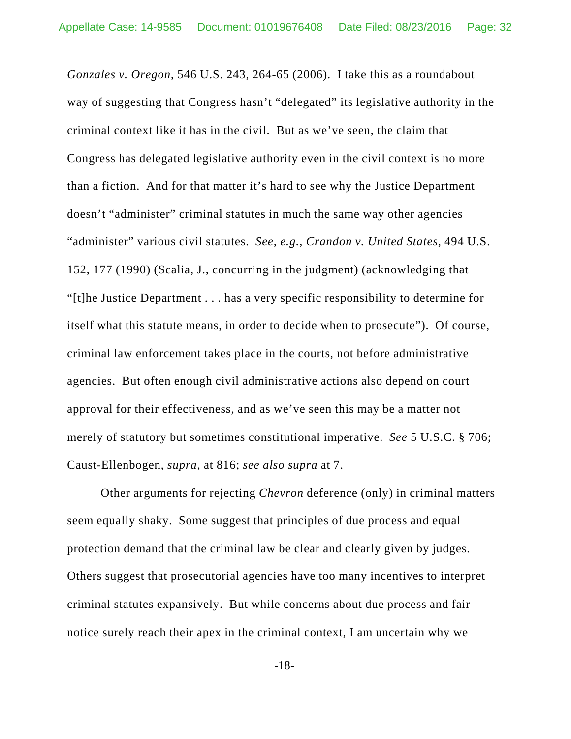*Gonzales v. Oregon*, 546 U.S. 243, 264-65 (2006). I take this as a roundabout way of suggesting that Congress hasn't "delegated" its legislative authority in the criminal context like it has in the civil. But as we've seen, the claim that Congress has delegated legislative authority even in the civil context is no more than a fiction. And for that matter it's hard to see why the Justice Department doesn't "administer" criminal statutes in much the same way other agencies "administer" various civil statutes. *See, e.g.*, *Crandon v. United States*, 494 U.S. 152, 177 (1990) (Scalia, J., concurring in the judgment) (acknowledging that "[t]he Justice Department . . . has a very specific responsibility to determine for itself what this statute means, in order to decide when to prosecute"). Of course, criminal law enforcement takes place in the courts, not before administrative agencies. But often enough civil administrative actions also depend on court approval for their effectiveness, and as we've seen this may be a matter not merely of statutory but sometimes constitutional imperative. *See* 5 U.S.C. § 706; Caust-Ellenbogen, *supra*, at 816; *see also supra* at 7.

Other arguments for rejecting *Chevron* deference (only) in criminal matters seem equally shaky. Some suggest that principles of due process and equal protection demand that the criminal law be clear and clearly given by judges. Others suggest that prosecutorial agencies have too many incentives to interpret criminal statutes expansively. But while concerns about due process and fair notice surely reach their apex in the criminal context, I am uncertain why we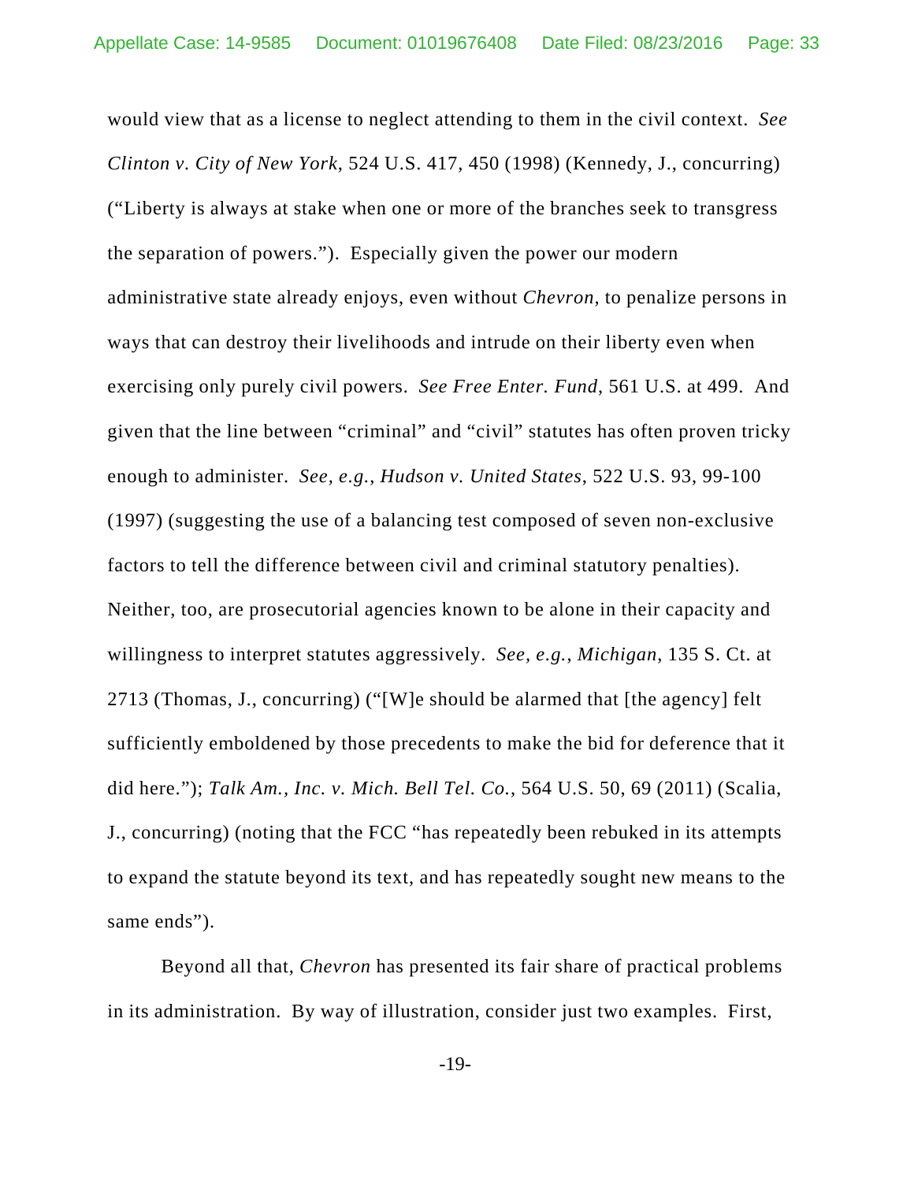would view that as a license to neglect attending to them in the civil context. *See Clinton v. City of New York*, 524 U.S. 417, 450 (1998) (Kennedy, J., concurring) ("Liberty is always at stake when one or more of the branches seek to transgress the separation of powers."). Especially given the power our modern administrative state already enjoys, even without *Chevron*, to penalize persons in ways that can destroy their livelihoods and intrude on their liberty even when exercising only purely civil powers. *See Free Enter. Fund*, 561 U.S. at 499. And given that the line between "criminal" and "civil" statutes has often proven tricky enough to administer. *See, e.g.*, *Hudson v. United States*, 522 U.S. 93, 99-100 (1997) (suggesting the use of a balancing test composed of seven non-exclusive factors to tell the difference between civil and criminal statutory penalties). Neither, too, are prosecutorial agencies known to be alone in their capacity and willingness to interpret statutes aggressively. *See, e.g.*, *Michigan*, 135 S. Ct. at 2713 (Thomas, J., concurring) ("[W]e should be alarmed that [the agency] felt sufficiently emboldened by those precedents to make the bid for deference that it did here."); *Talk Am., Inc. v. Mich. Bell Tel. Co.*, 564 U.S. 50, 69 (2011) (Scalia, J., concurring) (noting that the FCC "has repeatedly been rebuked in its attempts to expand the statute beyond its text, and has repeatedly sought new means to the same ends").

Beyond all that, *Chevron* has presented its fair share of practical problems in its administration. By way of illustration, consider just two examples. First,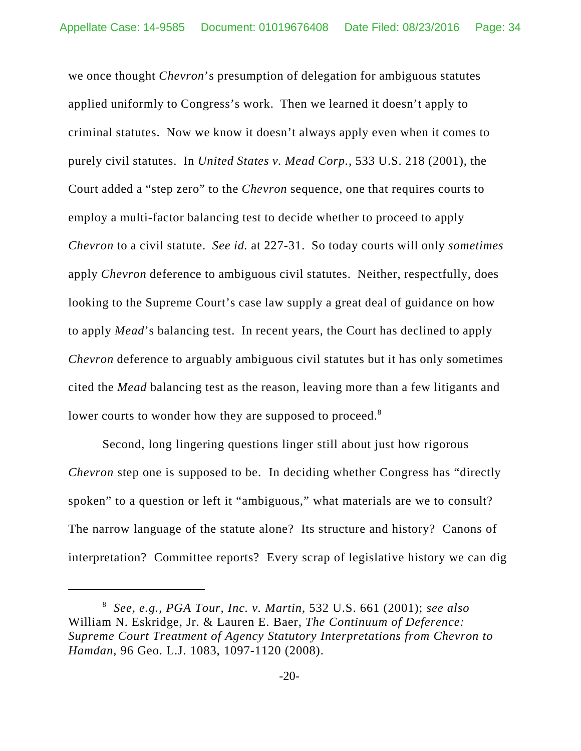we once thought *Chevron*'s presumption of delegation for ambiguous statutes applied uniformly to Congress's work. Then we learned it doesn't apply to criminal statutes. Now we know it doesn't always apply even when it comes to purely civil statutes. In *United States v. Mead Corp.*, 533 U.S. 218 (2001), the Court added a "step zero" to the *Chevron* sequence, one that requires courts to employ a multi-factor balancing test to decide whether to proceed to apply *Chevron* to a civil statute. *See id.* at 227-31. So today courts will only *sometimes* apply *Chevron* deference to ambiguous civil statutes. Neither, respectfully, does looking to the Supreme Court's case law supply a great deal of guidance on how to apply *Mead*'s balancing test. In recent years, the Court has declined to apply *Chevron* deference to arguably ambiguous civil statutes but it has only sometimes cited the *Mead* balancing test as the reason, leaving more than a few litigants and lower courts to wonder how they are supposed to proceed.[8]

Second, long lingering questions linger still about just how rigorous *Chevron* step one is supposed to be. In deciding whether Congress has "directly spoken" to a question or left it "ambiguous," what materials are we to consult? The narrow language of the statute alone? Its structure and history? Canons of interpretation? Committee reports? Every scrap of legislative history we can dig

---

[8] *See, e.g.*, *PGA Tour, Inc. v. Martin*, 532 U.S. 661 (2001); *see also* William N. Eskridge, Jr. & Lauren E. Baer, *The Continuum of Deference: Supreme Court Treatment of Agency Statutory Interpretations from Chevron to Hamdan*, 96 Geo. L.J. 1083, 1097-1120 (2008).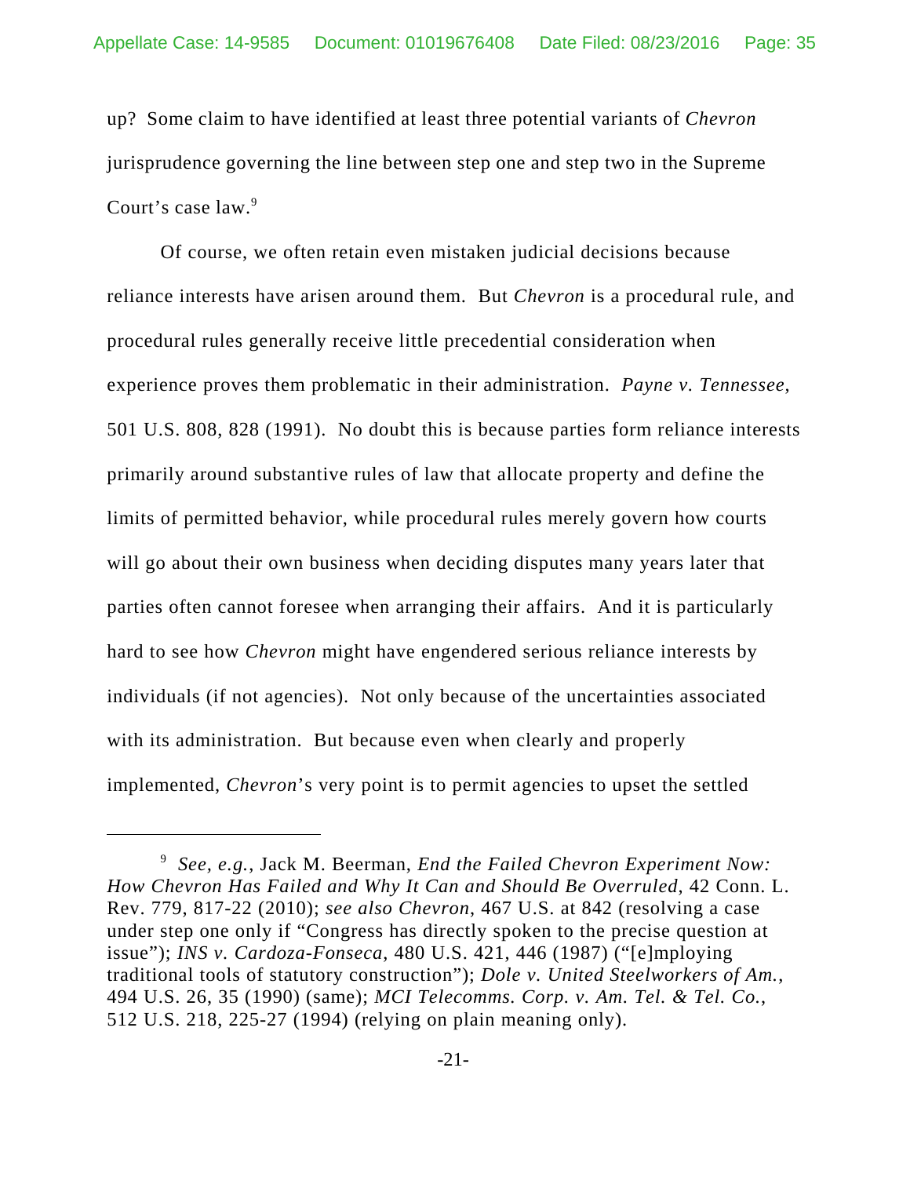up? Some claim to have identified at least three potential variants of *Chevron* jurisprudence governing the line between step one and step two in the Supreme Court's case law.[9]

Of course, we often retain even mistaken judicial decisions because reliance interests have arisen around them. But *Chevron* is a procedural rule, and procedural rules generally receive little precedential consideration when experience proves them problematic in their administration. *Payne v. Tennessee*, 501 U.S. 808, 828 (1991). No doubt this is because parties form reliance interests primarily around substantive rules of law that allocate property and define the limits of permitted behavior, while procedural rules merely govern how courts will go about their own business when deciding disputes many years later that parties often cannot foresee when arranging their affairs. And it is particularly hard to see how *Chevron* might have engendered serious reliance interests by individuals (if not agencies). Not only because of the uncertainties associated with its administration. But because even when clearly and properly implemented, *Chevron*'s very point is to permit agencies to upset the settled

---

[9] *See, e.g.*, Jack M. Beerman, *End the Failed Chevron Experiment Now: How Chevron Has Failed and Why It Can and Should Be Overruled*, 42 Conn. L. Rev. 779, 817-22 (2010); *see also Chevron*, 467 U.S. at 842 (resolving a case under step one only if "Congress has directly spoken to the precise question at issue"); *INS v. Cardoza-Fonseca*, 480 U.S. 421, 446 (1987) ("[e]mploying traditional tools of statutory construction"); *Dole v. United Steelworkers of Am.*, 494 U.S. 26, 35 (1990) (same); *MCI Telecomms. Corp. v. Am. Tel. & Tel. Co.*, 512 U.S. 218, 225-27 (1994) (relying on plain meaning only).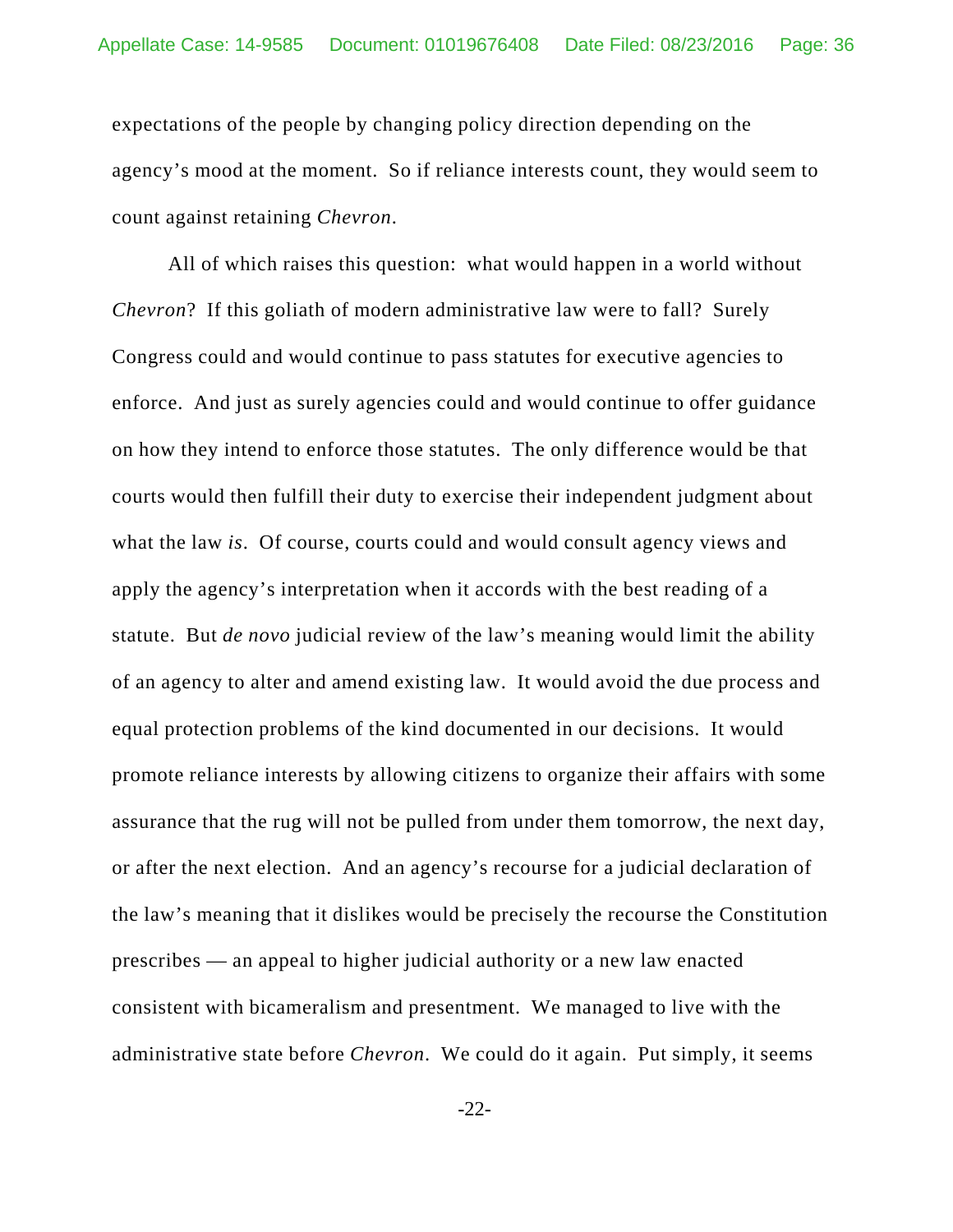expectations of the people by changing policy direction depending on the agency's mood at the moment. So if reliance interests count, they would seem to count against retaining *Chevron*.

All of which raises this question: what would happen in a world without *Chevron*? If this goliath of modern administrative law were to fall? Surely Congress could and would continue to pass statutes for executive agencies to enforce. And just as surely agencies could and would continue to offer guidance on how they intend to enforce those statutes. The only difference would be that courts would then fulfill their duty to exercise their independent judgment about what the law *is*. Of course, courts could and would consult agency views and apply the agency's interpretation when it accords with the best reading of a statute. But *de novo* judicial review of the law's meaning would limit the ability of an agency to alter and amend existing law. It would avoid the due process and equal protection problems of the kind documented in our decisions. It would promote reliance interests by allowing citizens to organize their affairs with some assurance that the rug will not be pulled from under them tomorrow, the next day, or after the next election. And an agency's recourse for a judicial declaration of the law's meaning that it dislikes would be precisely the recourse the Constitution prescribes — an appeal to higher judicial authority or a new law enacted consistent with bicameralism and presentment. We managed to live with the administrative state before *Chevron*. We could do it again. Put simply, it seems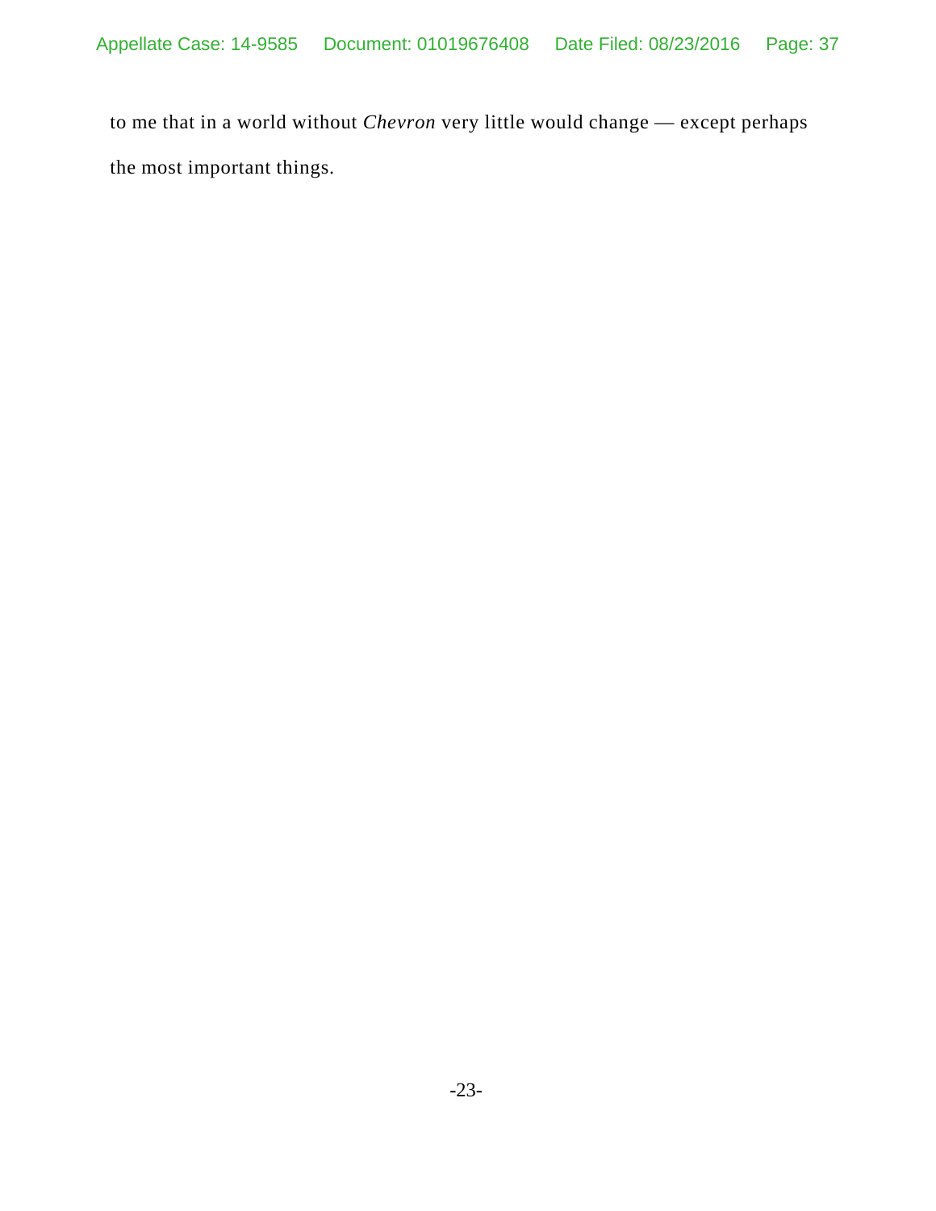to me that in a world without *Chevron* very little would change — except perhaps the most important things.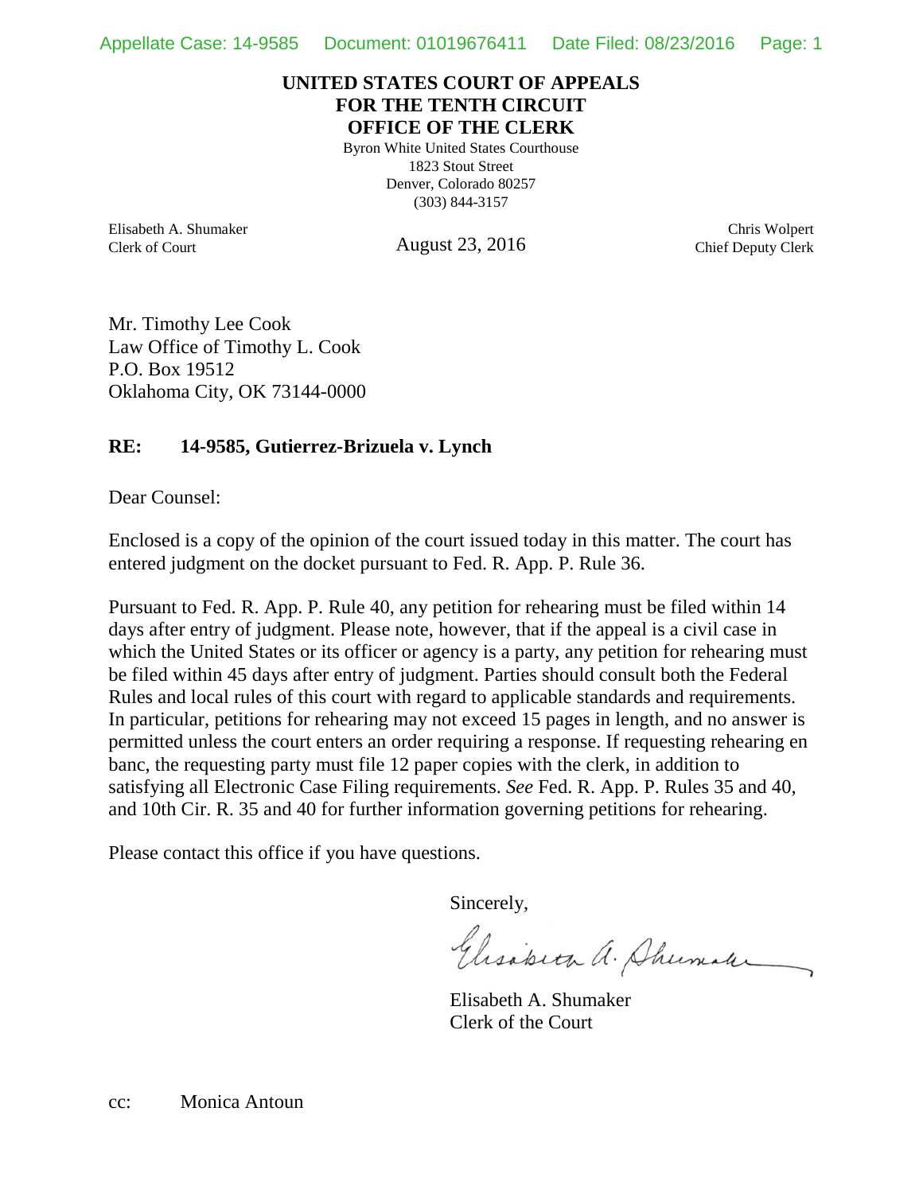**UNITED STATES COURT OF APPEALS**
**FOR THE TENTH CIRCUIT**
**OFFICE OF THE CLERK**

Byron White United States Courthouse
1823 Stout Street
Denver, Colorado 80257
(303) 844-3157

Elisabeth A. Shumaker
Clerk of Court

August 23, 2016

Chris Wolpert
Chief Deputy Clerk

Mr. Timothy Lee Cook
Law Office of Timothy L. Cook
P.O. Box 19512
Oklahoma City, OK 73144-0000

**RE: 14-9585, Gutierrez-Brizuela v. Lynch**

Dear Counsel:

Enclosed is a copy of the opinion of the court issued today in this matter. The court has entered judgment on the docket pursuant to Fed. R. App. P. Rule 36.

Pursuant to Fed. R. App. P. Rule 40, any petition for rehearing must be filed within 14 days after entry of judgment. Please note, however, that if the appeal is a civil case in which the United States or its officer or agency is a party, any petition for rehearing must be filed within 45 days after entry of judgment. Parties should consult both the Federal Rules and local rules of this court with regard to applicable standards and requirements. In particular, petitions for rehearing may not exceed 15 pages in length, and no answer is permitted unless the court enters an order requiring a response. If requesting rehearing en banc, the requesting party must file 12 paper copies with the clerk, in addition to satisfying all Electronic Case Filing requirements. *See* Fed. R. App. P. Rules 35 and 40, and 10th Cir. R. 35 and 40 for further information governing petitions for rehearing.

Please contact this office if you have questions.

Sincerely,

Elisabeth A. Shumaker
Clerk of the Court

cc: Monica Antoun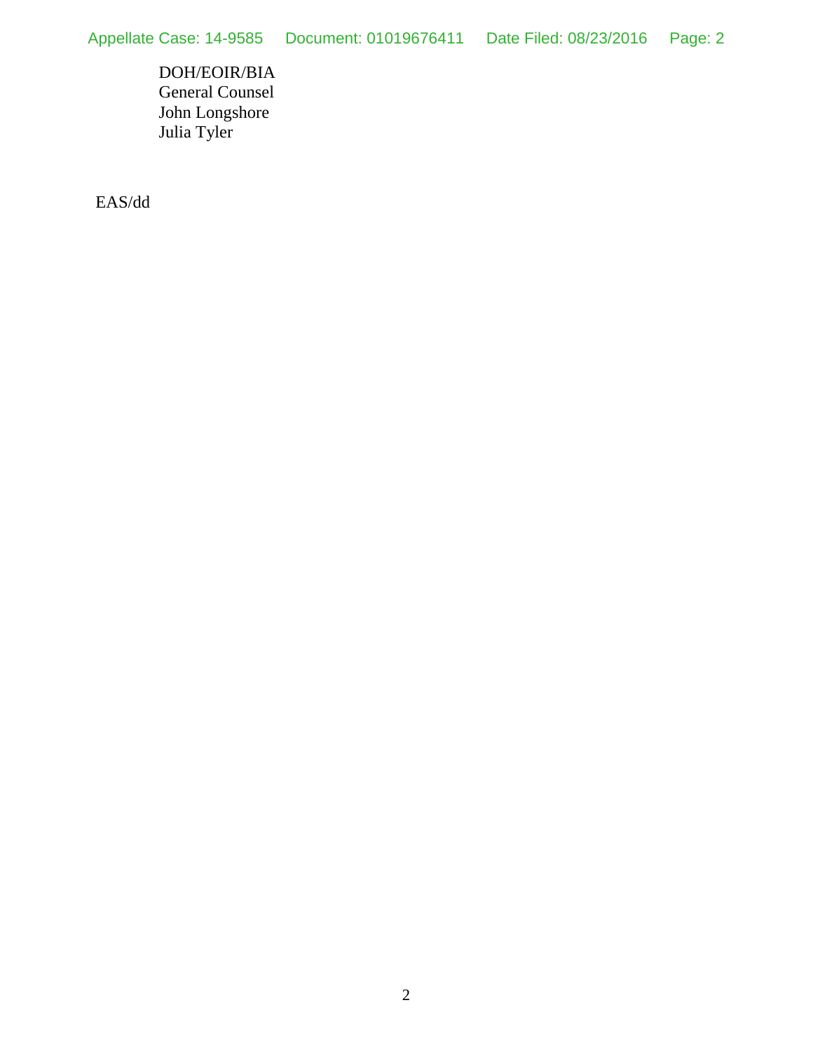DOH/EOIR/BIA
General Counsel
John Longshore
Julia Tyler

EAS/dd